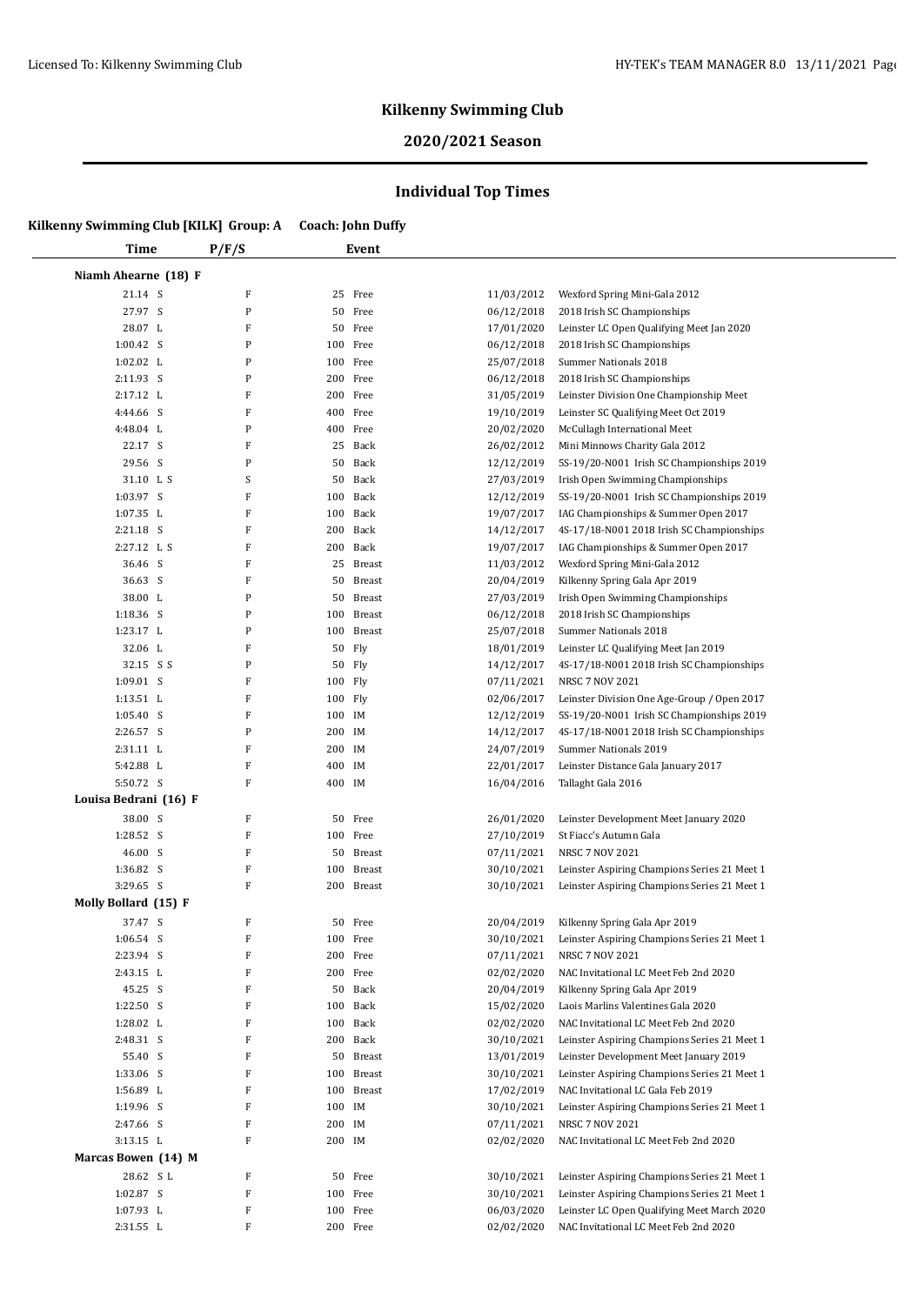## Kilkenny Swimming Club

### 2020/2021 Season

### Individual Top Times

**Kilkenny Swimming Club [KILK] Group: A Coach: John Duffy**

| Time | P/F/S | Event | | |
|---|---|---|---|---|
| **Niamh Ahearne (18) F** | | | | |
| 21.14 S | F | 25 Free | 11/03/2012 | Wexford Spring Mini-Gala 2012 |
| 27.97 S | P | 50 Free | 06/12/2018 | 2018 Irish SC Championships |
| 28.07 L | F | 50 Free | 17/01/2020 | Leinster LC Open Qualifying Meet Jan 2020 |
| 1:00.42 S | P | 100 Free | 06/12/2018 | 2018 Irish SC Championships |
| 1:02.02 L | P | 100 Free | 25/07/2018 | Summer Nationals 2018 |
| 2:11.93 S | P | 200 Free | 06/12/2018 | 2018 Irish SC Championships |
| 2:17.12 L | F | 200 Free | 31/05/2019 | Leinster Division One Championship Meet |
| 4:44.66 S | F | 400 Free | 19/10/2019 | Leinster SC Qualifying Meet Oct 2019 |
| 4:48.04 L | P | 400 Free | 20/02/2020 | McCullagh International Meet |
| 22.17 S | F | 25 Back | 26/02/2012 | Mini Minnows Charity Gala 2012 |
| 29.56 S | P | 50 Back | 12/12/2019 | 5S-19/20-N001 Irish SC Championships 2019 |
| 31.10 L S | S | 50 Back | 27/03/2019 | Irish Open Swimming Championships |
| 1:03.97 S | F | 100 Back | 12/12/2019 | 5S-19/20-N001 Irish SC Championships 2019 |
| 1:07.35 L | F | 100 Back | 19/07/2017 | IAG Championships & Summer Open 2017 |
| 2:21.18 S | F | 200 Back | 14/12/2017 | 4S-17/18-N001 2018 Irish SC Championships |
| 2:27.12 L S | F | 200 Back | 19/07/2017 | IAG Championships & Summer Open 2017 |
| 36.46 S | F | 25 Breast | 11/03/2012 | Wexford Spring Mini-Gala 2012 |
| 36.63 S | F | 50 Breast | 20/04/2019 | Kilkenny Spring Gala Apr 2019 |
| 38.00 L | P | 50 Breast | 27/03/2019 | Irish Open Swimming Championships |
| 1:18.36 S | P | 100 Breast | 06/12/2018 | 2018 Irish SC Championships |
| 1:23.17 L | P | 100 Breast | 25/07/2018 | Summer Nationals 2018 |
| 32.06 L | F | 50 Fly | 18/01/2019 | Leinster LC Qualifying Meet Jan 2019 |
| 32.15 S S | P | 50 Fly | 14/12/2017 | 4S-17/18-N001 2018 Irish SC Championships |
| 1:09.01 S | F | 100 Fly | 07/11/2021 | NRSC 7 NOV 2021 |
| 1:13.51 L | F | 100 Fly | 02/06/2017 | Leinster Division One Age-Group / Open 2017 |
| 1:05.40 S | F | 100 IM | 12/12/2019 | 5S-19/20-N001 Irish SC Championships 2019 |
| 2:26.57 S | P | 200 IM | 14/12/2017 | 4S-17/18-N001 2018 Irish SC Championships |
| 2:31.11 L | F | 200 IM | 24/07/2019 | Summer Nationals 2019 |
| 5:42.88 L | F | 400 IM | 22/01/2017 | Leinster Distance Gala January 2017 |
| 5:50.72 S | F | 400 IM | 16/04/2016 | Tallaght Gala 2016 |
| **Louisa Bedrani (16) F** | | | | |
| 38.00 S | F | 50 Free | 26/01/2020 | Leinster Development Meet January 2020 |
| 1:28.52 S | F | 100 Free | 27/10/2019 | St Fiacc's Autumn Gala |
| 46.00 S | F | 50 Breast | 07/11/2021 | NRSC 7 NOV 2021 |
| 1:36.82 S | F | 100 Breast | 30/10/2021 | Leinster Aspiring Champions Series 21 Meet 1 |
| 3:29.65 S | F | 200 Breast | 30/10/2021 | Leinster Aspiring Champions Series 21 Meet 1 |
| **Molly Bollard (15) F** | | | | |
| 37.47 S | F | 50 Free | 20/04/2019 | Kilkenny Spring Gala Apr 2019 |
| 1:06.54 S | F | 100 Free | 30/10/2021 | Leinster Aspiring Champions Series 21 Meet 1 |
| 2:23.94 S | F | 200 Free | 07/11/2021 | NRSC 7 NOV 2021 |
| 2:43.15 L | F | 200 Free | 02/02/2020 | NAC Invitational LC Meet Feb 2nd 2020 |
| 45.25 S | F | 50 Back | 20/04/2019 | Kilkenny Spring Gala Apr 2019 |
| 1:22.50 S | F | 100 Back | 15/02/2020 | Laois Marlins Valentines Gala 2020 |
| 1:28.02 L | F | 100 Back | 02/02/2020 | NAC Invitational LC Meet Feb 2nd 2020 |
| 2:48.31 S | F | 200 Back | 30/10/2021 | Leinster Aspiring Champions Series 21 Meet 1 |
| 55.40 S | F | 50 Breast | 13/01/2019 | Leinster Development Meet January 2019 |
| 1:33.06 S | F | 100 Breast | 30/10/2021 | Leinster Aspiring Champions Series 21 Meet 1 |
| 1:56.89 L | F | 100 Breast | 17/02/2019 | NAC Invitational LC Gala Feb 2019 |
| 1:19.96 S | F | 100 IM | 30/10/2021 | Leinster Aspiring Champions Series 21 Meet 1 |
| 2:47.66 S | F | 200 IM | 07/11/2021 | NRSC 7 NOV 2021 |
| 3:13.15 L | F | 200 IM | 02/02/2020 | NAC Invitational LC Meet Feb 2nd 2020 |
| **Marcas Bowen (14) M** | | | | |
| 28.62 S L | F | 50 Free | 30/10/2021 | Leinster Aspiring Champions Series 21 Meet 1 |
| 1:02.87 S | F | 100 Free | 30/10/2021 | Leinster Aspiring Champions Series 21 Meet 1 |
| 1:07.93 L | F | 100 Free | 06/03/2020 | Leinster LC Open Qualifying Meet March 2020 |
| 2:31.55 L | F | 200 Free | 02/02/2020 | NAC Invitational LC Meet Feb 2nd 2020 |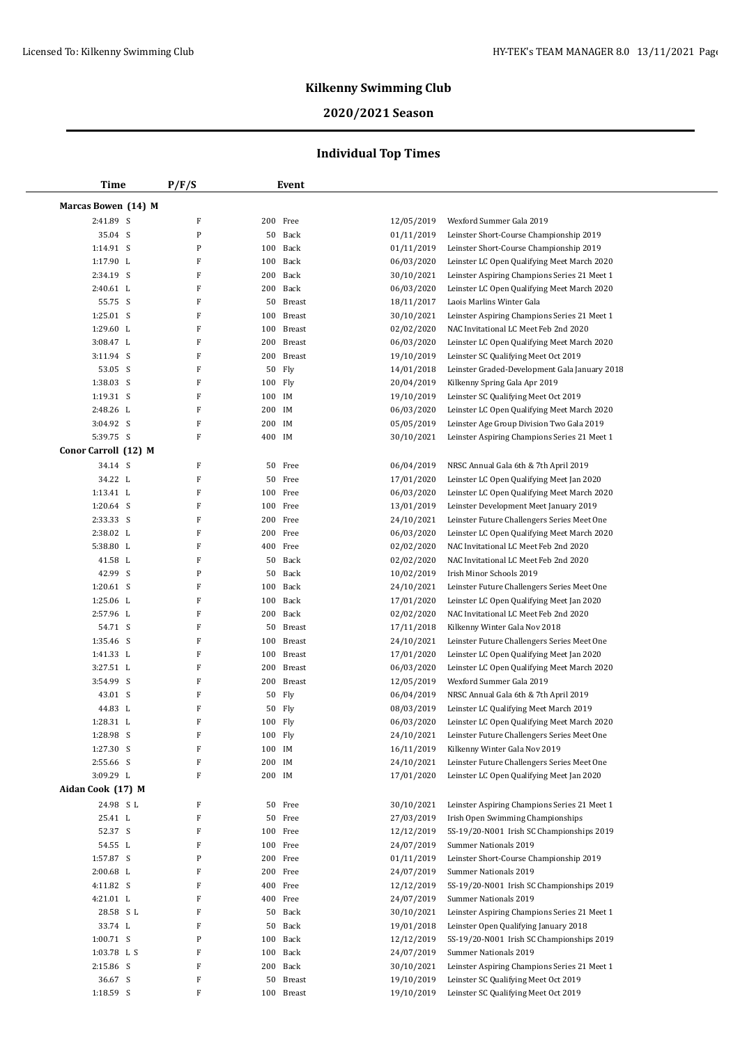# Kilkenny Swimming Club

## 2020/2021 Season

### Individual Top Times

| Time | P/F/S | Event | | |
|---|---|---|---|---|
| **Marcas Bowen (14) M** | | | | |
| 2:41.89 S | F | 200 Free | 12/05/2019 | Wexford Summer Gala 2019 |
| 35.04 S | P | 50 Back | 01/11/2019 | Leinster Short-Course Championship 2019 |
| 1:14.91 S | P | 100 Back | 01/11/2019 | Leinster Short-Course Championship 2019 |
| 1:17.90 L | F | 100 Back | 06/03/2020 | Leinster LC Open Qualifying Meet March 2020 |
| 2:34.19 S | F | 200 Back | 30/10/2021 | Leinster Aspiring Champions Series 21 Meet 1 |
| 2:40.61 L | F | 200 Back | 06/03/2020 | Leinster LC Open Qualifying Meet March 2020 |
| 55.75 S | F | 50 Breast | 18/11/2017 | Laois Marlins Winter Gala |
| 1:25.01 S | F | 100 Breast | 30/10/2021 | Leinster Aspiring Champions Series 21 Meet 1 |
| 1:29.60 L | F | 100 Breast | 02/02/2020 | NAC Invitational LC Meet Feb 2nd 2020 |
| 3:08.47 L | F | 200 Breast | 06/03/2020 | Leinster LC Open Qualifying Meet March 2020 |
| 3:11.94 S | F | 200 Breast | 19/10/2019 | Leinster SC Qualifying Meet Oct 2019 |
| 53.05 S | F | 50 Fly | 14/01/2018 | Leinster Graded-Development Gala January 2018 |
| 1:38.03 S | F | 100 Fly | 20/04/2019 | Kilkenny Spring Gala Apr 2019 |
| 1:19.31 S | F | 100 IM | 19/10/2019 | Leinster SC Qualifying Meet Oct 2019 |
| 2:48.26 L | F | 200 IM | 06/03/2020 | Leinster LC Open Qualifying Meet March 2020 |
| 3:04.92 S | F | 200 IM | 05/05/2019 | Leinster Age Group Division Two Gala 2019 |
| 5:39.75 S | F | 400 IM | 30/10/2021 | Leinster Aspiring Champions Series 21 Meet 1 |
| **Conor Carroll (12) M** | | | | |
| 34.14 S | F | 50 Free | 06/04/2019 | NRSC Annual Gala 6th & 7th April 2019 |
| 34.22 L | F | 50 Free | 17/01/2020 | Leinster LC Open Qualifying Meet Jan 2020 |
| 1:13.41 L | F | 100 Free | 06/03/2020 | Leinster LC Open Qualifying Meet March 2020 |
| 1:20.64 S | F | 100 Free | 13/01/2019 | Leinster Development Meet January 2019 |
| 2:33.33 S | F | 200 Free | 24/10/2021 | Leinster Future Challengers Series Meet One |
| 2:38.02 L | F | 200 Free | 06/03/2020 | Leinster LC Open Qualifying Meet March 2020 |
| 5:38.80 L | F | 400 Free | 02/02/2020 | NAC Invitational LC Meet Feb 2nd 2020 |
| 41.58 L | F | 50 Back | 02/02/2020 | NAC Invitational LC Meet Feb 2nd 2020 |
| 42.99 S | P | 50 Back | 10/02/2019 | Irish Minor Schools 2019 |
| 1:20.61 S | F | 100 Back | 24/10/2021 | Leinster Future Challengers Series Meet One |
| 1:25.06 L | F | 100 Back | 17/01/2020 | Leinster LC Open Qualifying Meet Jan 2020 |
| 2:57.96 L | F | 200 Back | 02/02/2020 | NAC Invitational LC Meet Feb 2nd 2020 |
| 54.71 S | F | 50 Breast | 17/11/2018 | Kilkenny Winter Gala Nov 2018 |
| 1:35.46 S | F | 100 Breast | 24/10/2021 | Leinster Future Challengers Series Meet One |
| 1:41.33 L | F | 100 Breast | 17/01/2020 | Leinster LC Open Qualifying Meet Jan 2020 |
| 3:27.51 L | F | 200 Breast | 06/03/2020 | Leinster LC Open Qualifying Meet March 2020 |
| 3:54.99 S | F | 200 Breast | 12/05/2019 | Wexford Summer Gala 2019 |
| 43.01 S | F | 50 Fly | 06/04/2019 | NRSC Annual Gala 6th & 7th April 2019 |
| 44.83 L | F | 50 Fly | 08/03/2019 | Leinster LC Qualifying Meet March 2019 |
| 1:28.31 L | F | 100 Fly | 06/03/2020 | Leinster LC Open Qualifying Meet March 2020 |
| 1:28.98 S | F | 100 Fly | 24/10/2021 | Leinster Future Challengers Series Meet One |
| 1:27.30 S | F | 100 IM | 16/11/2019 | Kilkenny Winter Gala Nov 2019 |
| 2:55.66 S | F | 200 IM | 24/10/2021 | Leinster Future Challengers Series Meet One |
| 3:09.29 L | F | 200 IM | 17/01/2020 | Leinster LC Open Qualifying Meet Jan 2020 |
| **Aidan Cook (17) M** | | | | |
| 24.98 S L | F | 50 Free | 30/10/2021 | Leinster Aspiring Champions Series 21 Meet 1 |
| 25.41 L | F | 50 Free | 27/03/2019 | Irish Open Swimming Championships |
| 52.37 S | F | 100 Free | 12/12/2019 | 5S-19/20-N001 Irish SC Championships 2019 |
| 54.55 L | F | 100 Free | 24/07/2019 | Summer Nationals 2019 |
| 1:57.87 S | P | 200 Free | 01/11/2019 | Leinster Short-Course Championship 2019 |
| 2:00.68 L | F | 200 Free | 24/07/2019 | Summer Nationals 2019 |
| 4:11.82 S | F | 400 Free | 12/12/2019 | 5S-19/20-N001 Irish SC Championships 2019 |
| 4:21.01 L | F | 400 Free | 24/07/2019 | Summer Nationals 2019 |
| 28.58 S L | F | 50 Back | 30/10/2021 | Leinster Aspiring Champions Series 21 Meet 1 |
| 33.74 L | F | 50 Back | 19/01/2018 | Leinster Open Qualifying January 2018 |
| 1:00.71 S | P | 100 Back | 12/12/2019 | 5S-19/20-N001 Irish SC Championships 2019 |
| 1:03.78 L S | F | 100 Back | 24/07/2019 | Summer Nationals 2019 |
| 2:15.86 S | F | 200 Back | 30/10/2021 | Leinster Aspiring Champions Series 21 Meet 1 |
| 36.67 S | F | 50 Breast | 19/10/2019 | Leinster SC Qualifying Meet Oct 2019 |
| 1:18.59 S | F | 100 Breast | 19/10/2019 | Leinster SC Qualifying Meet Oct 2019 |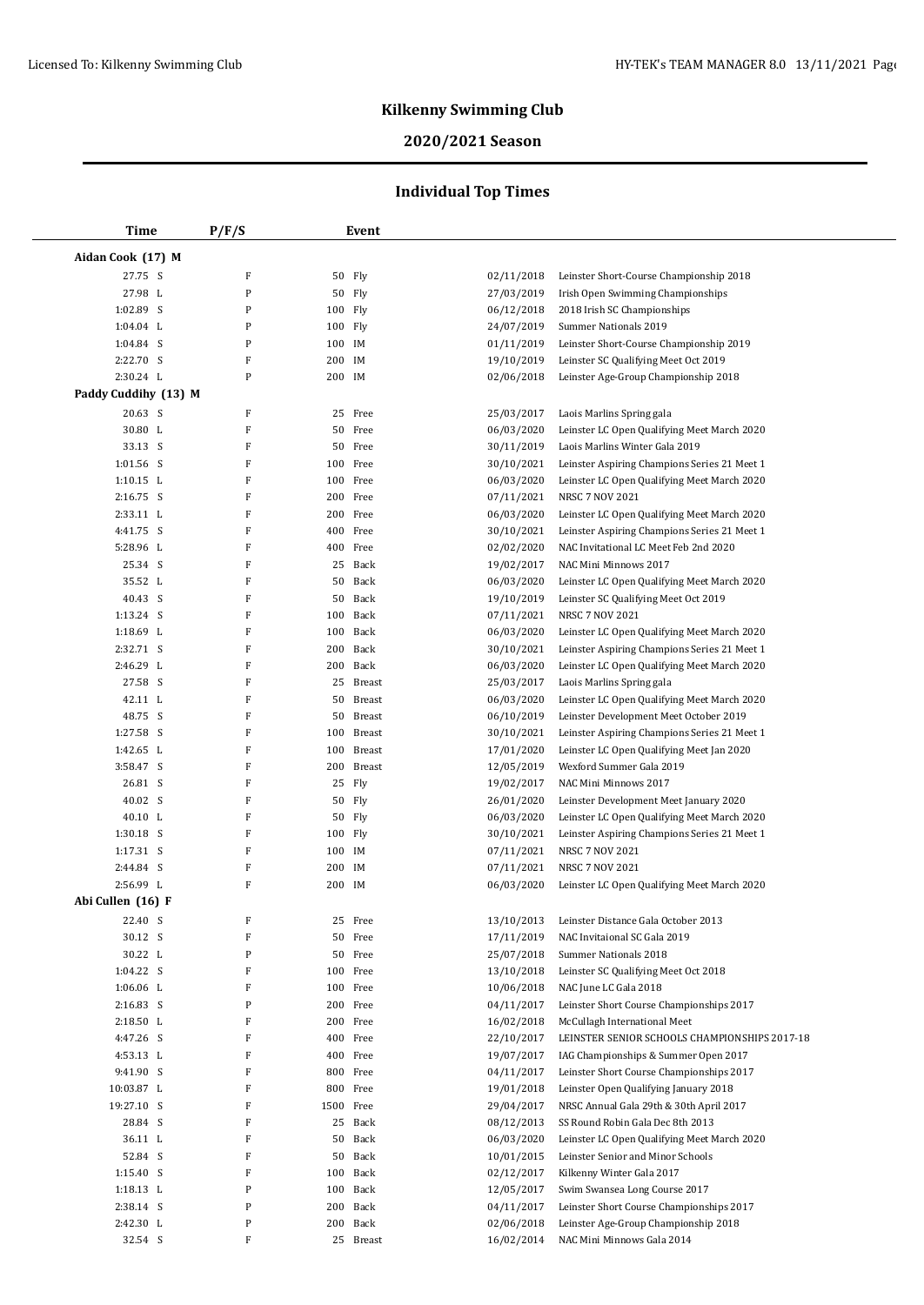# Kilkenny Swimming Club

## 2020/2021 Season

### Individual Top Times

| Time | P/F/S | Event | | |
|---|---|---|---|---|
| **Aidan Cook (17) M** | | | | |
| 27.75 S | F | 50 Fly | 02/11/2018 | Leinster Short-Course Championship 2018 |
| 27.98 L | P | 50 Fly | 27/03/2019 | Irish Open Swimming Championships |
| 1:02.89 S | P | 100 Fly | 06/12/2018 | 2018 Irish SC Championships |
| 1:04.04 L | P | 100 Fly | 24/07/2019 | Summer Nationals 2019 |
| 1:04.84 S | P | 100 IM | 01/11/2019 | Leinster Short-Course Championship 2019 |
| 2:22.70 S | F | 200 IM | 19/10/2019 | Leinster SC Qualifying Meet Oct 2019 |
| 2:30.24 L | P | 200 IM | 02/06/2018 | Leinster Age-Group Championship 2018 |
| **Paddy Cuddihy (13) M** | | | | |
| 20.63 S | F | 25 Free | 25/03/2017 | Laois Marlins Spring gala |
| 30.80 L | F | 50 Free | 06/03/2020 | Leinster LC Open Qualifying Meet March 2020 |
| 33.13 S | F | 50 Free | 30/11/2019 | Laois Marlins Winter Gala 2019 |
| 1:01.56 S | F | 100 Free | 30/10/2021 | Leinster Aspiring Champions Series 21 Meet 1 |
| 1:10.15 L | F | 100 Free | 06/03/2020 | Leinster LC Open Qualifying Meet March 2020 |
| 2:16.75 S | F | 200 Free | 07/11/2021 | NRSC 7 NOV 2021 |
| 2:33.11 L | F | 200 Free | 06/03/2020 | Leinster LC Open Qualifying Meet March 2020 |
| 4:41.75 S | F | 400 Free | 30/10/2021 | Leinster Aspiring Champions Series 21 Meet 1 |
| 5:28.96 L | F | 400 Free | 02/02/2020 | NAC Invitational LC Meet Feb 2nd 2020 |
| 25.34 S | F | 25 Back | 19/02/2017 | NAC Mini Minnows 2017 |
| 35.52 L | F | 50 Back | 06/03/2020 | Leinster LC Open Qualifying Meet March 2020 |
| 40.43 S | F | 50 Back | 19/10/2019 | Leinster SC Qualifying Meet Oct 2019 |
| 1:13.24 S | F | 100 Back | 07/11/2021 | NRSC 7 NOV 2021 |
| 1:18.69 L | F | 100 Back | 06/03/2020 | Leinster LC Open Qualifying Meet March 2020 |
| 2:32.71 S | F | 200 Back | 30/10/2021 | Leinster Aspiring Champions Series 21 Meet 1 |
| 2:46.29 L | F | 200 Back | 06/03/2020 | Leinster LC Open Qualifying Meet March 2020 |
| 27.58 S | F | 25 Breast | 25/03/2017 | Laois Marlins Spring gala |
| 42.11 L | F | 50 Breast | 06/03/2020 | Leinster LC Open Qualifying Meet March 2020 |
| 48.75 S | F | 50 Breast | 06/10/2019 | Leinster Development Meet October 2019 |
| 1:27.58 S | F | 100 Breast | 30/10/2021 | Leinster Aspiring Champions Series 21 Meet 1 |
| 1:42.65 L | F | 100 Breast | 17/01/2020 | Leinster LC Open Qualifying Meet Jan 2020 |
| 3:58.47 S | F | 200 Breast | 12/05/2019 | Wexford Summer Gala 2019 |
| 26.81 S | F | 25 Fly | 19/02/2017 | NAC Mini Minnows 2017 |
| 40.02 S | F | 50 Fly | 26/01/2020 | Leinster Development Meet January 2020 |
| 40.10 L | F | 50 Fly | 06/03/2020 | Leinster LC Open Qualifying Meet March 2020 |
| 1:30.18 S | F | 100 Fly | 30/10/2021 | Leinster Aspiring Champions Series 21 Meet 1 |
| 1:17.31 S | F | 100 IM | 07/11/2021 | NRSC 7 NOV 2021 |
| 2:44.84 S | F | 200 IM | 07/11/2021 | NRSC 7 NOV 2021 |
| 2:56.99 L | F | 200 IM | 06/03/2020 | Leinster LC Open Qualifying Meet March 2020 |
| **Abi Cullen (16) F** | | | | |
| 22.40 S | F | 25 Free | 13/10/2013 | Leinster Distance Gala October 2013 |
| 30.12 S | F | 50 Free | 17/11/2019 | NAC Invitaional SC Gala 2019 |
| 30.22 L | P | 50 Free | 25/07/2018 | Summer Nationals 2018 |
| 1:04.22 S | F | 100 Free | 13/10/2018 | Leinster SC Qualifying Meet Oct 2018 |
| 1:06.06 L | F | 100 Free | 10/06/2018 | NAC June LC Gala 2018 |
| 2:16.83 S | P | 200 Free | 04/11/2017 | Leinster Short Course Championships 2017 |
| 2:18.50 L | F | 200 Free | 16/02/2018 | McCullagh International Meet |
| 4:47.26 S | F | 400 Free | 22/10/2017 | LEINSTER SENIOR SCHOOLS CHAMPIONSHIPS 2017-18 |
| 4:53.13 L | F | 400 Free | 19/07/2017 | IAG Championships & Summer Open 2017 |
| 9:41.90 S | F | 800 Free | 04/11/2017 | Leinster Short Course Championships 2017 |
| 10:03.87 L | F | 800 Free | 19/01/2018 | Leinster Open Qualifying January 2018 |
| 19:27.10 S | F | 1500 Free | 29/04/2017 | NRSC Annual Gala 29th & 30th April 2017 |
| 28.84 S | F | 25 Back | 08/12/2013 | SS Round Robin Gala Dec 8th 2013 |
| 36.11 L | F | 50 Back | 06/03/2020 | Leinster LC Open Qualifying Meet March 2020 |
| 52.84 S | F | 50 Back | 10/01/2015 | Leinster Senior and Minor Schools |
| 1:15.40 S | F | 100 Back | 02/12/2017 | Kilkenny Winter Gala 2017 |
| 1:18.13 L | P | 100 Back | 12/05/2017 | Swim Swansea Long Course 2017 |
| 2:38.14 S | P | 200 Back | 04/11/2017 | Leinster Short Course Championships 2017 |
| 2:42.30 L | P | 200 Back | 02/06/2018 | Leinster Age-Group Championship 2018 |
| 32.54 S | F | 25 Breast | 16/02/2014 | NAC Mini Minnows Gala 2014 |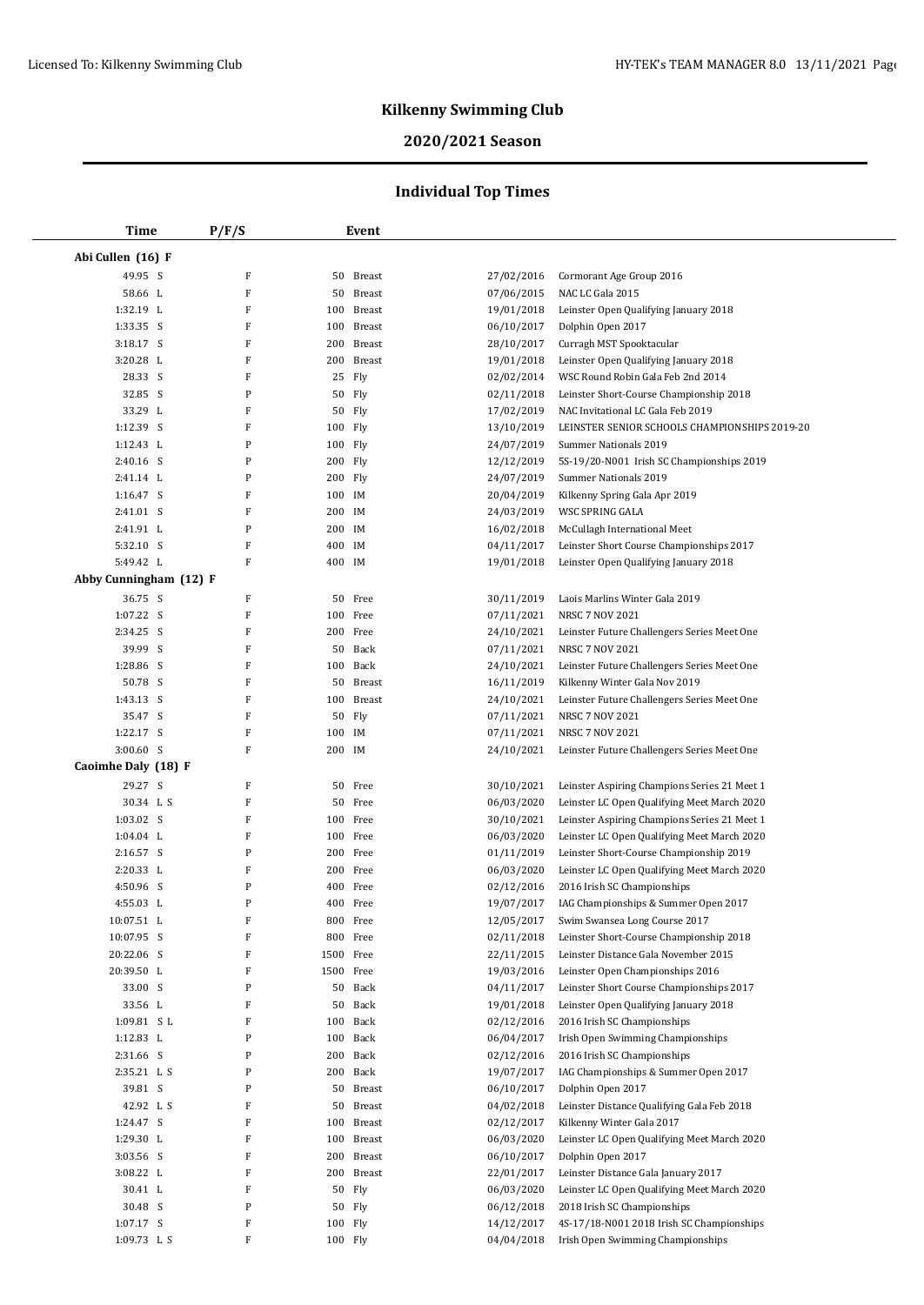# Kilkenny Swimming Club

## 2020/2021 Season

### Individual Top Times

| Time | P/F/S | Event | | |
|---|---|---|---|---|
| **Abi Cullen (16) F** | | | | |
| 49.95 S | F | 50 Breast | 27/02/2016 | Cormorant Age Group 2016 |
| 58.66 L | F | 50 Breast | 07/06/2015 | NAC LC Gala 2015 |
| 1:32.19 L | F | 100 Breast | 19/01/2018 | Leinster Open Qualifying January 2018 |
| 1:33.35 S | F | 100 Breast | 06/10/2017 | Dolphin Open 2017 |
| 3:18.17 S | F | 200 Breast | 28/10/2017 | Curragh MST Spooktacular |
| 3:20.28 L | F | 200 Breast | 19/01/2018 | Leinster Open Qualifying January 2018 |
| 28.33 S | F | 25 Fly | 02/02/2014 | WSC Round Robin Gala Feb 2nd 2014 |
| 32.85 S | P | 50 Fly | 02/11/2018 | Leinster Short-Course Championship 2018 |
| 33.29 L | F | 50 Fly | 17/02/2019 | NAC Invitational LC Gala Feb 2019 |
| 1:12.39 S | F | 100 Fly | 13/10/2019 | LEINSTER SENIOR SCHOOLS CHAMPIONSHIPS 2019-20 |
| 1:12.43 L | P | 100 Fly | 24/07/2019 | Summer Nationals 2019 |
| 2:40.16 S | P | 200 Fly | 12/12/2019 | 5S-19/20-N001 Irish SC Championships 2019 |
| 2:41.14 L | P | 200 Fly | 24/07/2019 | Summer Nationals 2019 |
| 1:16.47 S | F | 100 IM | 20/04/2019 | Kilkenny Spring Gala Apr 2019 |
| 2:41.01 S | F | 200 IM | 24/03/2019 | WSC SPRING GALA |
| 2:41.91 L | P | 200 IM | 16/02/2018 | McCullagh International Meet |
| 5:32.10 S | F | 400 IM | 04/11/2017 | Leinster Short Course Championships 2017 |
| 5:49.42 L | F | 400 IM | 19/01/2018 | Leinster Open Qualifying January 2018 |
| **Abby Cunningham (12) F** | | | | |
| 36.75 S | F | 50 Free | 30/11/2019 | Laois Marlins Winter Gala 2019 |
| 1:07.22 S | F | 100 Free | 07/11/2021 | NRSC 7 NOV 2021 |
| 2:34.25 S | F | 200 Free | 24/10/2021 | Leinster Future Challengers Series Meet One |
| 39.99 S | F | 50 Back | 07/11/2021 | NRSC 7 NOV 2021 |
| 1:28.86 S | F | 100 Back | 24/10/2021 | Leinster Future Challengers Series Meet One |
| 50.78 S | F | 50 Breast | 16/11/2019 | Kilkenny Winter Gala Nov 2019 |
| 1:43.13 S | F | 100 Breast | 24/10/2021 | Leinster Future Challengers Series Meet One |
| 35.47 S | F | 50 Fly | 07/11/2021 | NRSC 7 NOV 2021 |
| 1:22.17 S | F | 100 IM | 07/11/2021 | NRSC 7 NOV 2021 |
| 3:00.60 S | F | 200 IM | 24/10/2021 | Leinster Future Challengers Series Meet One |
| **Caoimhe Daly (18) F** | | | | |
| 29.27 S | F | 50 Free | 30/10/2021 | Leinster Aspiring Champions Series 21 Meet 1 |
| 30.34 L S | F | 50 Free | 06/03/2020 | Leinster LC Open Qualifying Meet March 2020 |
| 1:03.02 S | F | 100 Free | 30/10/2021 | Leinster Aspiring Champions Series 21 Meet 1 |
| 1:04.04 L | F | 100 Free | 06/03/2020 | Leinster LC Open Qualifying Meet March 2020 |
| 2:16.57 S | P | 200 Free | 01/11/2019 | Leinster Short-Course Championship 2019 |
| 2:20.33 L | F | 200 Free | 06/03/2020 | Leinster LC Open Qualifying Meet March 2020 |
| 4:50.96 S | P | 400 Free | 02/12/2016 | 2016 Irish SC Championships |
| 4:55.03 L | P | 400 Free | 19/07/2017 | IAG Championships & Summer Open 2017 |
| 10:07.51 L | F | 800 Free | 12/05/2017 | Swim Swansea Long Course 2017 |
| 10:07.95 S | F | 800 Free | 02/11/2018 | Leinster Short-Course Championship 2018 |
| 20:22.06 S | F | 1500 Free | 22/11/2015 | Leinster Distance Gala November 2015 |
| 20:39.50 L | F | 1500 Free | 19/03/2016 | Leinster Open Championships 2016 |
| 33.00 S | P | 50 Back | 04/11/2017 | Leinster Short Course Championships 2017 |
| 33.56 L | F | 50 Back | 19/01/2018 | Leinster Open Qualifying January 2018 |
| 1:09.81 S L | F | 100 Back | 02/12/2016 | 2016 Irish SC Championships |
| 1:12.83 L | P | 100 Back | 06/04/2017 | Irish Open Swimming Championships |
| 2:31.66 S | P | 200 Back | 02/12/2016 | 2016 Irish SC Championships |
| 2:35.21 L S | P | 200 Back | 19/07/2017 | IAG Championships & Summer Open 2017 |
| 39.81 S | P | 50 Breast | 06/10/2017 | Dolphin Open 2017 |
| 42.92 L S | F | 50 Breast | 04/02/2018 | Leinster Distance Qualifying Gala Feb 2018 |
| 1:24.47 S | F | 100 Breast | 02/12/2017 | Kilkenny Winter Gala 2017 |
| 1:29.30 L | F | 100 Breast | 06/03/2020 | Leinster LC Open Qualifying Meet March 2020 |
| 3:03.56 S | F | 200 Breast | 06/10/2017 | Dolphin Open 2017 |
| 3:08.22 L | F | 200 Breast | 22/01/2017 | Leinster Distance Gala January 2017 |
| 30.41 L | F | 50 Fly | 06/03/2020 | Leinster LC Open Qualifying Meet March 2020 |
| 30.48 S | P | 50 Fly | 06/12/2018 | 2018 Irish SC Championships |
| 1:07.17 S | F | 100 Fly | 14/12/2017 | 4S-17/18-N001 2018 Irish SC Championships |
| 1:09.73 L S | F | 100 Fly | 04/04/2018 | Irish Open Swimming Championships |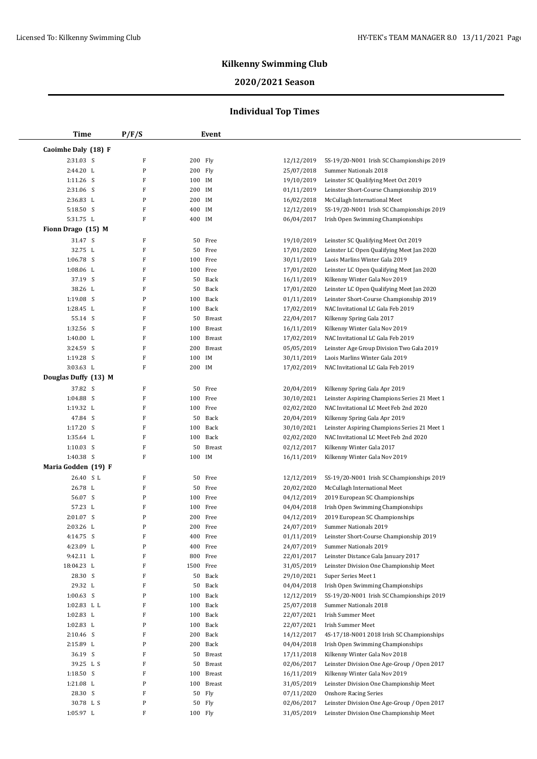# Kilkenny Swimming Club

## 2020/2021 Season

### Individual Top Times

| Time | P/F/S | Event | | Date | Meet |
|---|---|---|---|---|---|
| **Caoimhe Daly (18) F** | | | | | |
| 2:31.03 S | F | 200 | Fly | 12/12/2019 | 5S-19/20-N001 Irish SC Championships 2019 |
| 2:44.20 L | P | 200 | Fly | 25/07/2018 | Summer Nationals 2018 |
| 1:11.26 S | F | 100 | IM | 19/10/2019 | Leinster SC Qualifying Meet Oct 2019 |
| 2:31.06 S | F | 200 | IM | 01/11/2019 | Leinster Short-Course Championship 2019 |
| 2:36.83 L | P | 200 | IM | 16/02/2018 | McCullagh International Meet |
| 5:18.50 S | F | 400 | IM | 12/12/2019 | 5S-19/20-N001 Irish SC Championships 2019 |
| 5:31.75 L | F | 400 | IM | 06/04/2017 | Irish Open Swimming Championships |
| **Fionn Drago (15) M** | | | | | |
| 31.47 S | F | 50 | Free | 19/10/2019 | Leinster SC Qualifying Meet Oct 2019 |
| 32.75 L | F | 50 | Free | 17/01/2020 | Leinster LC Open Qualifying Meet Jan 2020 |
| 1:06.78 S | F | 100 | Free | 30/11/2019 | Laois Marlins Winter Gala 2019 |
| 1:08.06 L | F | 100 | Free | 17/01/2020 | Leinster LC Open Qualifying Meet Jan 2020 |
| 37.19 S | F | 50 | Back | 16/11/2019 | Kilkenny Winter Gala Nov 2019 |
| 38.26 L | F | 50 | Back | 17/01/2020 | Leinster LC Open Qualifying Meet Jan 2020 |
| 1:19.08 S | P | 100 | Back | 01/11/2019 | Leinster Short-Course Championship 2019 |
| 1:28.45 L | F | 100 | Back | 17/02/2019 | NAC Invitational LC Gala Feb 2019 |
| 55.14 S | F | 50 | Breast | 22/04/2017 | Kilkenny Spring Gala 2017 |
| 1:32.56 S | F | 100 | Breast | 16/11/2019 | Kilkenny Winter Gala Nov 2019 |
| 1:40.00 L | F | 100 | Breast | 17/02/2019 | NAC Invitational LC Gala Feb 2019 |
| 3:24.59 S | F | 200 | Breast | 05/05/2019 | Leinster Age Group Division Two Gala 2019 |
| 1:19.28 S | F | 100 | IM | 30/11/2019 | Laois Marlins Winter Gala 2019 |
| 3:03.63 L | F | 200 | IM | 17/02/2019 | NAC Invitational LC Gala Feb 2019 |
| **Douglas Duffy (13) M** | | | | | |
| 37.82 S | F | 50 | Free | 20/04/2019 | Kilkenny Spring Gala Apr 2019 |
| 1:04.88 S | F | 100 | Free | 30/10/2021 | Leinster Aspiring Champions Series 21 Meet 1 |
| 1:19.32 L | F | 100 | Free | 02/02/2020 | NAC Invitational LC Meet Feb 2nd 2020 |
| 47.84 S | F | 50 | Back | 20/04/2019 | Kilkenny Spring Gala Apr 2019 |
| 1:17.20 S | F | 100 | Back | 30/10/2021 | Leinster Aspiring Champions Series 21 Meet 1 |
| 1:35.64 L | F | 100 | Back | 02/02/2020 | NAC Invitational LC Meet Feb 2nd 2020 |
| 1:10.03 S | F | 50 | Breast | 02/12/2017 | Kilkenny Winter Gala 2017 |
| 1:40.38 S | F | 100 | IM | 16/11/2019 | Kilkenny Winter Gala Nov 2019 |
| **Maria Godden (19) F** | | | | | |
| 26.40 S L | F | 50 | Free | 12/12/2019 | 5S-19/20-N001 Irish SC Championships 2019 |
| 26.78 L | F | 50 | Free | 20/02/2020 | McCullagh International Meet |
| 56.07 S | P | 100 | Free | 04/12/2019 | 2019 European SC Championships |
| 57.23 L | F | 100 | Free | 04/04/2018 | Irish Open Swimming Championships |
| 2:01.07 S | P | 200 | Free | 04/12/2019 | 2019 European SC Championships |
| 2:03.26 L | P | 200 | Free | 24/07/2019 | Summer Nationals 2019 |
| 4:14.75 S | F | 400 | Free | 01/11/2019 | Leinster Short-Course Championship 2019 |
| 4:23.09 L | P | 400 | Free | 24/07/2019 | Summer Nationals 2019 |
| 9:42.11 L | F | 800 | Free | 22/01/2017 | Leinster Distance Gala January 2017 |
| 18:04.23 L | F | 1500 | Free | 31/05/2019 | Leinster Division One Championship Meet |
| 28.30 S | F | 50 | Back | 29/10/2021 | Super Series Meet 1 |
| 29.32 L | F | 50 | Back | 04/04/2018 | Irish Open Swimming Championships |
| 1:00.63 S | P | 100 | Back | 12/12/2019 | 5S-19/20-N001 Irish SC Championships 2019 |
| 1:02.83 L L | F | 100 | Back | 25/07/2018 | Summer Nationals 2018 |
| 1:02.83 L | F | 100 | Back | 22/07/2021 | Irish Summer Meet |
| 1:02.83 L | P | 100 | Back | 22/07/2021 | Irish Summer Meet |
| 2:10.46 S | F | 200 | Back | 14/12/2017 | 4S-17/18-N001 2018 Irish SC Championships |
| 2:15.89 L | P | 200 | Back | 04/04/2018 | Irish Open Swimming Championships |
| 36.19 S | F | 50 | Breast | 17/11/2018 | Kilkenny Winter Gala Nov 2018 |
| 39.25 L S | F | 50 | Breast | 02/06/2017 | Leinster Division One Age-Group / Open 2017 |
| 1:18.50 S | F | 100 | Breast | 16/11/2019 | Kilkenny Winter Gala Nov 2019 |
| 1:21.08 L | P | 100 | Breast | 31/05/2019 | Leinster Division One Championship Meet |
| 28.30 S | F | 50 | Fly | 07/11/2020 | Onshore Racing Series |
| 30.78 L S | P | 50 | Fly | 02/06/2017 | Leinster Division One Age-Group / Open 2017 |
| 1:05.97 L | F | 100 | Fly | 31/05/2019 | Leinster Division One Championship Meet |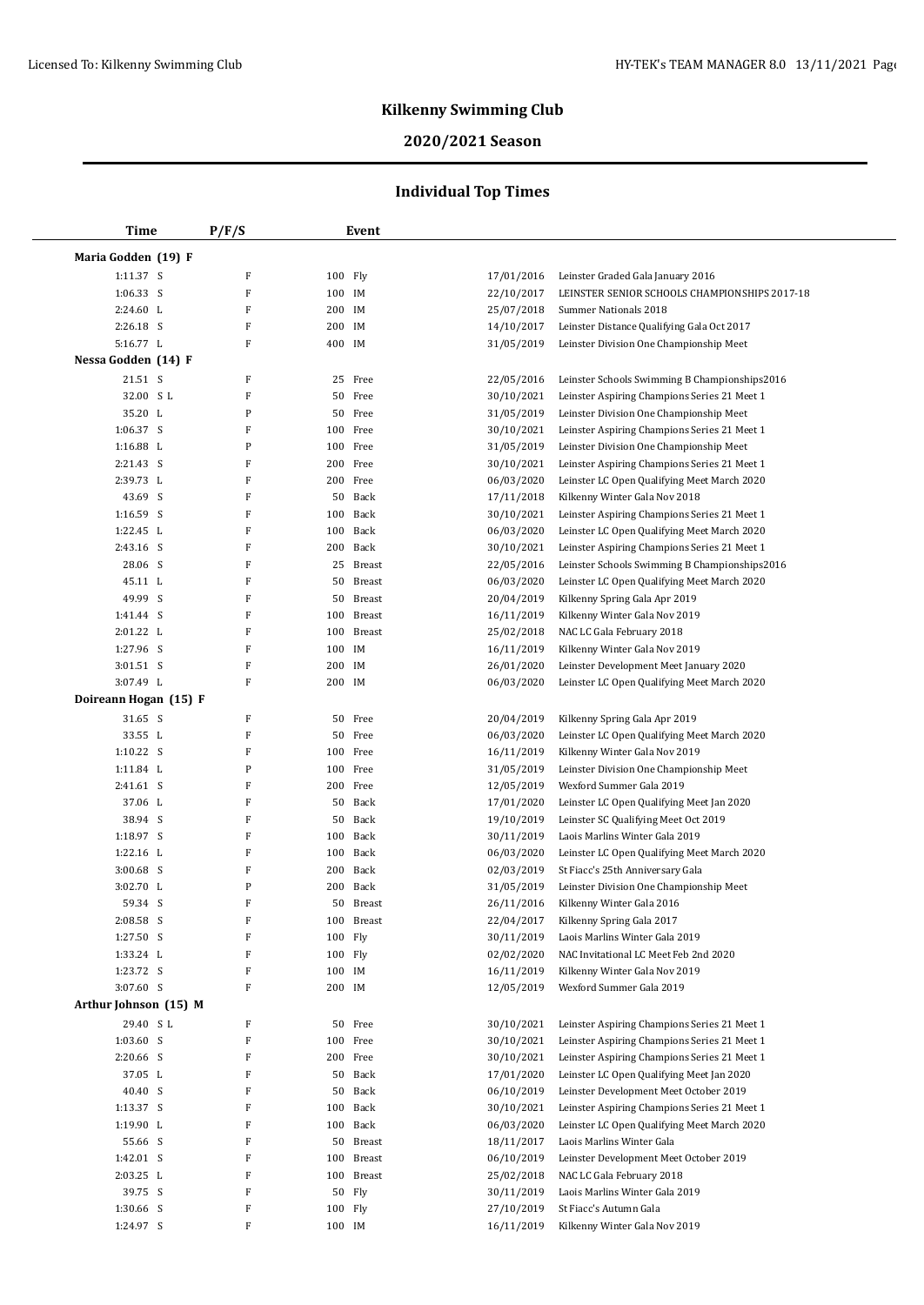# Kilkenny Swimming Club

## 2020/2021 Season

### Individual Top Times

| Time | P/F/S | Event | | |
|---|---|---|---|---|
| **Maria Godden (19) F** | | | | |
| 1:11.37 S | F | 100 Fly | 17/01/2016 | Leinster Graded Gala January 2016 |
| 1:06.33 S | F | 100 IM | 22/10/2017 | LEINSTER SENIOR SCHOOLS CHAMPIONSHIPS 2017-18 |
| 2:24.60 L | F | 200 IM | 25/07/2018 | Summer Nationals 2018 |
| 2:26.18 S | F | 200 IM | 14/10/2017 | Leinster Distance Qualifying Gala Oct 2017 |
| 5:16.77 L | F | 400 IM | 31/05/2019 | Leinster Division One Championship Meet |
| **Nessa Godden (14) F** | | | | |
| 21.51 S | F | 25 Free | 22/05/2016 | Leinster Schools Swimming B Championships2016 |
| 32.00 S L | F | 50 Free | 30/10/2021 | Leinster Aspiring Champions Series 21 Meet 1 |
| 35.20 L | P | 50 Free | 31/05/2019 | Leinster Division One Championship Meet |
| 1:06.37 S | F | 100 Free | 30/10/2021 | Leinster Aspiring Champions Series 21 Meet 1 |
| 1:16.88 L | P | 100 Free | 31/05/2019 | Leinster Division One Championship Meet |
| 2:21.43 S | F | 200 Free | 30/10/2021 | Leinster Aspiring Champions Series 21 Meet 1 |
| 2:39.73 L | F | 200 Free | 06/03/2020 | Leinster LC Open Qualifying Meet March 2020 |
| 43.69 S | F | 50 Back | 17/11/2018 | Kilkenny Winter Gala Nov 2018 |
| 1:16.59 S | F | 100 Back | 30/10/2021 | Leinster Aspiring Champions Series 21 Meet 1 |
| 1:22.45 L | F | 100 Back | 06/03/2020 | Leinster LC Open Qualifying Meet March 2020 |
| 2:43.16 S | F | 200 Back | 30/10/2021 | Leinster Aspiring Champions Series 21 Meet 1 |
| 28.06 S | F | 25 Breast | 22/05/2016 | Leinster Schools Swimming B Championships2016 |
| 45.11 L | F | 50 Breast | 06/03/2020 | Leinster LC Open Qualifying Meet March 2020 |
| 49.99 S | F | 50 Breast | 20/04/2019 | Kilkenny Spring Gala Apr 2019 |
| 1:41.44 S | F | 100 Breast | 16/11/2019 | Kilkenny Winter Gala Nov 2019 |
| 2:01.22 L | F | 100 Breast | 25/02/2018 | NAC LC Gala February 2018 |
| 1:27.96 S | F | 100 IM | 16/11/2019 | Kilkenny Winter Gala Nov 2019 |
| 3:01.51 S | F | 200 IM | 26/01/2020 | Leinster Development Meet January 2020 |
| 3:07.49 L | F | 200 IM | 06/03/2020 | Leinster LC Open Qualifying Meet March 2020 |
| **Doireann Hogan (15) F** | | | | |
| 31.65 S | F | 50 Free | 20/04/2019 | Kilkenny Spring Gala Apr 2019 |
| 33.55 L | F | 50 Free | 06/03/2020 | Leinster LC Open Qualifying Meet March 2020 |
| 1:10.22 S | F | 100 Free | 16/11/2019 | Kilkenny Winter Gala Nov 2019 |
| 1:11.84 L | P | 100 Free | 31/05/2019 | Leinster Division One Championship Meet |
| 2:41.61 S | F | 200 Free | 12/05/2019 | Wexford Summer Gala 2019 |
| 37.06 L | F | 50 Back | 17/01/2020 | Leinster LC Open Qualifying Meet Jan 2020 |
| 38.94 S | F | 50 Back | 19/10/2019 | Leinster SC Qualifying Meet Oct 2019 |
| 1:18.97 S | F | 100 Back | 30/11/2019 | Laois Marlins Winter Gala 2019 |
| 1:22.16 L | F | 100 Back | 06/03/2020 | Leinster LC Open Qualifying Meet March 2020 |
| 3:00.68 S | F | 200 Back | 02/03/2019 | St Fiacc's 25th Anniversary Gala |
| 3:02.70 L | P | 200 Back | 31/05/2019 | Leinster Division One Championship Meet |
| 59.34 S | F | 50 Breast | 26/11/2016 | Kilkenny Winter Gala 2016 |
| 2:08.58 S | F | 100 Breast | 22/04/2017 | Kilkenny Spring Gala 2017 |
| 1:27.50 S | F | 100 Fly | 30/11/2019 | Laois Marlins Winter Gala 2019 |
| 1:33.24 L | F | 100 Fly | 02/02/2020 | NAC Invitational LC Meet Feb 2nd 2020 |
| 1:23.72 S | F | 100 IM | 16/11/2019 | Kilkenny Winter Gala Nov 2019 |
| 3:07.60 S | F | 200 IM | 12/05/2019 | Wexford Summer Gala 2019 |
| **Arthur Johnson (15) M** | | | | |
| 29.40 S L | F | 50 Free | 30/10/2021 | Leinster Aspiring Champions Series 21 Meet 1 |
| 1:03.60 S | F | 100 Free | 30/10/2021 | Leinster Aspiring Champions Series 21 Meet 1 |
| 2:20.66 S | F | 200 Free | 30/10/2021 | Leinster Aspiring Champions Series 21 Meet 1 |
| 37.05 L | F | 50 Back | 17/01/2020 | Leinster LC Open Qualifying Meet Jan 2020 |
| 40.40 S | F | 50 Back | 06/10/2019 | Leinster Development Meet October 2019 |
| 1:13.37 S | F | 100 Back | 30/10/2021 | Leinster Aspiring Champions Series 21 Meet 1 |
| 1:19.90 L | F | 100 Back | 06/03/2020 | Leinster LC Open Qualifying Meet March 2020 |
| 55.66 S | F | 50 Breast | 18/11/2017 | Laois Marlins Winter Gala |
| 1:42.01 S | F | 100 Breast | 06/10/2019 | Leinster Development Meet October 2019 |
| 2:03.25 L | F | 100 Breast | 25/02/2018 | NAC LC Gala February 2018 |
| 39.75 S | F | 50 Fly | 30/11/2019 | Laois Marlins Winter Gala 2019 |
| 1:30.66 S | F | 100 Fly | 27/10/2019 | St Fiacc's Autumn Gala |
| 1:24.97 S | F | 100 IM | 16/11/2019 | Kilkenny Winter Gala Nov 2019 |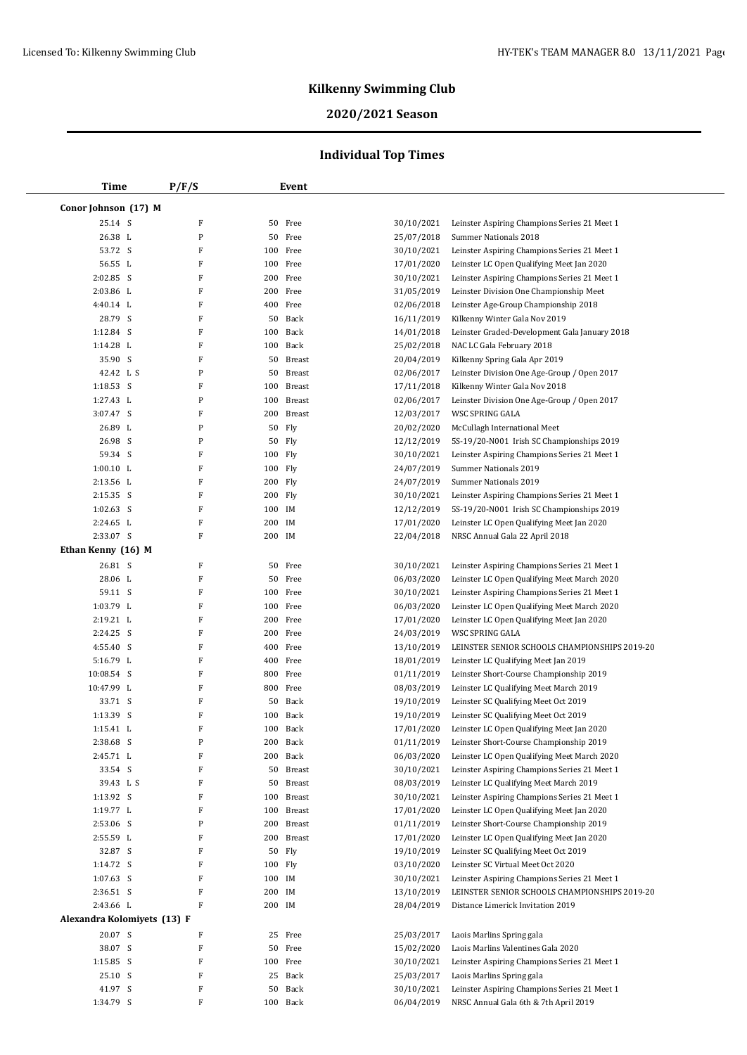## Kilkenny Swimming Club

### 2020/2021 Season

### Individual Top Times

| Time | P/F/S | Event | | | |
|---|---|---|---|---|---|
| **Conor Johnson (17) M** | | | | | |
| 25.14 S | F | 50 | Free | 30/10/2021 | Leinster Aspiring Champions Series 21 Meet 1 |
| 26.38 L | P | 50 | Free | 25/07/2018 | Summer Nationals 2018 |
| 53.72 S | F | 100 | Free | 30/10/2021 | Leinster Aspiring Champions Series 21 Meet 1 |
| 56.55 L | F | 100 | Free | 17/01/2020 | Leinster LC Open Qualifying Meet Jan 2020 |
| 2:02.85 S | F | 200 | Free | 30/10/2021 | Leinster Aspiring Champions Series 21 Meet 1 |
| 2:03.86 L | F | 200 | Free | 31/05/2019 | Leinster Division One Championship Meet |
| 4:40.14 L | F | 400 | Free | 02/06/2018 | Leinster Age-Group Championship 2018 |
| 28.79 S | F | 50 | Back | 16/11/2019 | Kilkenny Winter Gala Nov 2019 |
| 1:12.84 S | F | 100 | Back | 14/01/2018 | Leinster Graded-Development Gala January 2018 |
| 1:14.28 L | F | 100 | Back | 25/02/2018 | NAC LC Gala February 2018 |
| 35.90 S | F | 50 | Breast | 20/04/2019 | Kilkenny Spring Gala Apr 2019 |
| 42.42 L S | P | 50 | Breast | 02/06/2017 | Leinster Division One Age-Group / Open 2017 |
| 1:18.53 S | F | 100 | Breast | 17/11/2018 | Kilkenny Winter Gala Nov 2018 |
| 1:27.43 L | P | 100 | Breast | 02/06/2017 | Leinster Division One Age-Group / Open 2017 |
| 3:07.47 S | F | 200 | Breast | 12/03/2017 | WSC SPRING GALA |
| 26.89 L | P | 50 | Fly | 20/02/2020 | McCullagh International Meet |
| 26.98 S | P | 50 | Fly | 12/12/2019 | SS-19/20-N001 Irish SC Championships 2019 |
| 59.34 S | F | 100 | Fly | 30/10/2021 | Leinster Aspiring Champions Series 21 Meet 1 |
| 1:00.10 L | F | 100 | Fly | 24/07/2019 | Summer Nationals 2019 |
| 2:13.56 L | F | 200 | Fly | 24/07/2019 | Summer Nationals 2019 |
| 2:15.35 S | F | 200 | Fly | 30/10/2021 | Leinster Aspiring Champions Series 21 Meet 1 |
| 1:02.63 S | F | 100 | IM | 12/12/2019 | SS-19/20-N001 Irish SC Championships 2019 |
| 2:24.65 L | F | 200 | IM | 17/01/2020 | Leinster LC Open Qualifying Meet Jan 2020 |
| 2:33.07 S | F | 200 | IM | 22/04/2018 | NRSC Annual Gala 22 April 2018 |
| **Ethan Kenny (16) M** | | | | | |
| 26.81 S | F | 50 | Free | 30/10/2021 | Leinster Aspiring Champions Series 21 Meet 1 |
| 28.06 L | F | 50 | Free | 06/03/2020 | Leinster LC Open Qualifying Meet March 2020 |
| 59.11 S | F | 100 | Free | 30/10/2021 | Leinster Aspiring Champions Series 21 Meet 1 |
| 1:03.79 L | F | 100 | Free | 06/03/2020 | Leinster LC Open Qualifying Meet March 2020 |
| 2:19.21 L | F | 200 | Free | 17/01/2020 | Leinster LC Open Qualifying Meet Jan 2020 |
| 2:24.25 S | F | 200 | Free | 24/03/2019 | WSC SPRING GALA |
| 4:55.40 S | F | 400 | Free | 13/10/2019 | LEINSTER SENIOR SCHOOLS CHAMPIONSHIPS 2019-20 |
| 5:16.79 L | F | 400 | Free | 18/01/2019 | Leinster LC Qualifying Meet Jan 2019 |
| 10:08.54 S | F | 800 | Free | 01/11/2019 | Leinster Short-Course Championship 2019 |
| 10:47.99 L | F | 800 | Free | 08/03/2019 | Leinster LC Qualifying Meet March 2019 |
| 33.71 S | F | 50 | Back | 19/10/2019 | Leinster SC Qualifying Meet Oct 2019 |
| 1:13.39 S | F | 100 | Back | 19/10/2019 | Leinster SC Qualifying Meet Oct 2019 |
| 1:15.41 L | F | 100 | Back | 17/01/2020 | Leinster LC Open Qualifying Meet Jan 2020 |
| 2:38.68 S | P | 200 | Back | 01/11/2019 | Leinster Short-Course Championship 2019 |
| 2:45.71 L | F | 200 | Back | 06/03/2020 | Leinster LC Open Qualifying Meet March 2020 |
| 33.54 S | F | 50 | Breast | 30/10/2021 | Leinster Aspiring Champions Series 21 Meet 1 |
| 39.43 L S | F | 50 | Breast | 08/03/2019 | Leinster LC Qualifying Meet March 2019 |
| 1:13.92 S | F | 100 | Breast | 30/10/2021 | Leinster Aspiring Champions Series 21 Meet 1 |
| 1:19.77 L | F | 100 | Breast | 17/01/2020 | Leinster LC Open Qualifying Meet Jan 2020 |
| 2:53.06 S | P | 200 | Breast | 01/11/2019 | Leinster Short-Course Championship 2019 |
| 2:55.59 L | F | 200 | Breast | 17/01/2020 | Leinster LC Open Qualifying Meet Jan 2020 |
| 32.87 S | F | 50 | Fly | 19/10/2019 | Leinster SC Qualifying Meet Oct 2019 |
| 1:14.72 S | F | 100 | Fly | 03/10/2020 | Leinster SC Virtual Meet Oct 2020 |
| 1:07.63 S | F | 100 | IM | 30/10/2021 | Leinster Aspiring Champions Series 21 Meet 1 |
| 2:36.51 S | F | 200 | IM | 13/10/2019 | LEINSTER SENIOR SCHOOLS CHAMPIONSHIPS 2019-20 |
| 2:43.66 L | F | 200 | IM | 28/04/2019 | Distance Limerick Invitation 2019 |
| **Alexandra Kolomiyets (13) F** | | | | | |
| 20.07 S | F | 25 | Free | 25/03/2017 | Laois Marlins Spring gala |
| 38.07 S | F | 50 | Free | 15/02/2020 | Laois Marlins Valentines Gala 2020 |
| 1:15.85 S | F | 100 | Free | 30/10/2021 | Leinster Aspiring Champions Series 21 Meet 1 |
| 25.10 S | F | 25 | Back | 25/03/2017 | Laois Marlins Spring gala |
| 41.97 S | F | 50 | Back | 30/10/2021 | Leinster Aspiring Champions Series 21 Meet 1 |
| 1:34.79 S | F | 100 | Back | 06/04/2019 | NRSC Annual Gala 6th & 7th April 2019 |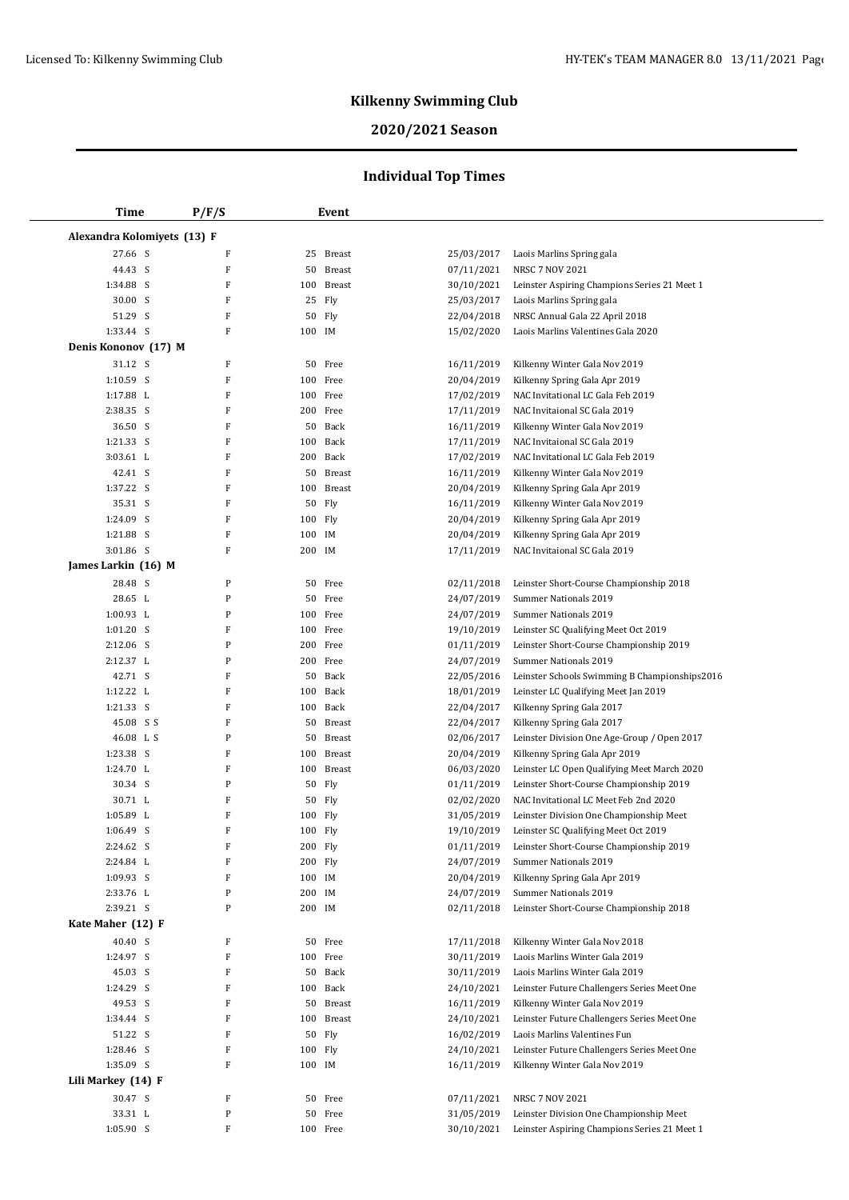# Kilkenny Swimming Club

## 2020/2021 Season

### Individual Top Times

| Time | P/F/S | Event | | |
|---|---|---|---|---|
| **Alexandra Kolomiyets (13) F** | | | | |
| 27.66 S | F | 25 Breast | 25/03/2017 | Laois Marlins Spring gala |
| 44.43 S | F | 50 Breast | 07/11/2021 | NRSC 7 NOV 2021 |
| 1:34.88 S | F | 100 Breast | 30/10/2021 | Leinster Aspiring Champions Series 21 Meet 1 |
| 30.00 S | F | 25 Fly | 25/03/2017 | Laois Marlins Spring gala |
| 51.29 S | F | 50 Fly | 22/04/2018 | NRSC Annual Gala 22 April 2018 |
| 1:33.44 S | F | 100 IM | 15/02/2020 | Laois Marlins Valentines Gala 2020 |
| **Denis Kononov (17) M** | | | | |
| 31.12 S | F | 50 Free | 16/11/2019 | Kilkenny Winter Gala Nov 2019 |
| 1:10.59 S | F | 100 Free | 20/04/2019 | Kilkenny Spring Gala Apr 2019 |
| 1:17.88 L | F | 100 Free | 17/02/2019 | NAC Invitational LC Gala Feb 2019 |
| 2:38.35 S | F | 200 Free | 17/11/2019 | NAC Invitaional SC Gala 2019 |
| 36.50 S | F | 50 Back | 16/11/2019 | Kilkenny Winter Gala Nov 2019 |
| 1:21.33 S | F | 100 Back | 17/11/2019 | NAC Invitaional SC Gala 2019 |
| 3:03.61 L | F | 200 Back | 17/02/2019 | NAC Invitational LC Gala Feb 2019 |
| 42.41 S | F | 50 Breast | 16/11/2019 | Kilkenny Winter Gala Nov 2019 |
| 1:37.22 S | F | 100 Breast | 20/04/2019 | Kilkenny Spring Gala Apr 2019 |
| 35.31 S | F | 50 Fly | 16/11/2019 | Kilkenny Winter Gala Nov 2019 |
| 1:24.09 S | F | 100 Fly | 20/04/2019 | Kilkenny Spring Gala Apr 2019 |
| 1:21.88 S | F | 100 IM | 20/04/2019 | Kilkenny Spring Gala Apr 2019 |
| 3:01.86 S | F | 200 IM | 17/11/2019 | NAC Invitaional SC Gala 2019 |
| **James Larkin (16) M** | | | | |
| 28.48 S | P | 50 Free | 02/11/2018 | Leinster Short-Course Championship 2018 |
| 28.65 L | P | 50 Free | 24/07/2019 | Summer Nationals 2019 |
| 1:00.93 L | P | 100 Free | 24/07/2019 | Summer Nationals 2019 |
| 1:01.20 S | F | 100 Free | 19/10/2019 | Leinster SC Qualifying Meet Oct 2019 |
| 2:12.06 S | P | 200 Free | 01/11/2019 | Leinster Short-Course Championship 2019 |
| 2:12.37 L | P | 200 Free | 24/07/2019 | Summer Nationals 2019 |
| 42.71 S | F | 50 Back | 22/05/2016 | Leinster Schools Swimming B Championships2016 |
| 1:12.22 L | F | 100 Back | 18/01/2019 | Leinster LC Qualifying Meet Jan 2019 |
| 1:21.33 S | F | 100 Back | 22/04/2017 | Kilkenny Spring Gala 2017 |
| 45.08 S S | F | 50 Breast | 22/04/2017 | Kilkenny Spring Gala 2017 |
| 46.08 L S | P | 50 Breast | 02/06/2017 | Leinster Division One Age-Group / Open 2017 |
| 1:23.38 S | F | 100 Breast | 20/04/2019 | Kilkenny Spring Gala Apr 2019 |
| 1:24.70 L | F | 100 Breast | 06/03/2020 | Leinster LC Open Qualifying Meet March 2020 |
| 30.34 S | P | 50 Fly | 01/11/2019 | Leinster Short-Course Championship 2019 |
| 30.71 L | F | 50 Fly | 02/02/2020 | NAC Invitational LC Meet Feb 2nd 2020 |
| 1:05.89 L | F | 100 Fly | 31/05/2019 | Leinster Division One Championship Meet |
| 1:06.49 S | F | 100 Fly | 19/10/2019 | Leinster SC Qualifying Meet Oct 2019 |
| 2:24.62 S | F | 200 Fly | 01/11/2019 | Leinster Short-Course Championship 2019 |
| 2:24.84 L | F | 200 Fly | 24/07/2019 | Summer Nationals 2019 |
| 1:09.93 S | F | 100 IM | 20/04/2019 | Kilkenny Spring Gala Apr 2019 |
| 2:33.76 L | P | 200 IM | 24/07/2019 | Summer Nationals 2019 |
| 2:39.21 S | P | 200 IM | 02/11/2018 | Leinster Short-Course Championship 2018 |
| **Kate Maher (12) F** | | | | |
| 40.40 S | F | 50 Free | 17/11/2018 | Kilkenny Winter Gala Nov 2018 |
| 1:24.97 S | F | 100 Free | 30/11/2019 | Laois Marlins Winter Gala 2019 |
| 45.03 S | F | 50 Back | 30/11/2019 | Laois Marlins Winter Gala 2019 |
| 1:24.29 S | F | 100 Back | 24/10/2021 | Leinster Future Challengers Series Meet One |
| 49.53 S | F | 50 Breast | 16/11/2019 | Kilkenny Winter Gala Nov 2019 |
| 1:34.44 S | F | 100 Breast | 24/10/2021 | Leinster Future Challengers Series Meet One |
| 51.22 S | F | 50 Fly | 16/02/2019 | Laois Marlins Valentines Fun |
| 1:28.46 S | F | 100 Fly | 24/10/2021 | Leinster Future Challengers Series Meet One |
| 1:35.09 S | F | 100 IM | 16/11/2019 | Kilkenny Winter Gala Nov 2019 |
| **Lili Markey (14) F** | | | | |
| 30.47 S | F | 50 Free | 07/11/2021 | NRSC 7 NOV 2021 |
| 33.31 L | P | 50 Free | 31/05/2019 | Leinster Division One Championship Meet |
| 1:05.90 S | F | 100 Free | 30/10/2021 | Leinster Aspiring Champions Series 21 Meet 1 |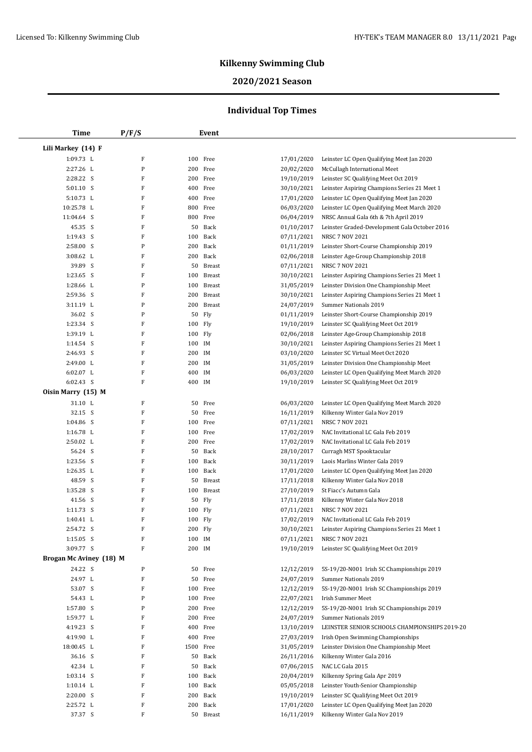# Kilkenny Swimming Club

## 2020/2021 Season

### Individual Top Times

| Time | P/F/S | Event | | |
|---|---|---|---|---|
| **Lili Markey (14) F** | | | | |
| 1:09.73 L | F | 100 Free | 17/01/2020 | Leinster LC Open Qualifying Meet Jan 2020 |
| 2:27.26 L | P | 200 Free | 20/02/2020 | McCullagh International Meet |
| 2:28.22 S | F | 200 Free | 19/10/2019 | Leinster SC Qualifying Meet Oct 2019 |
| 5:01.10 S | F | 400 Free | 30/10/2021 | Leinster Aspiring Champions Series 21 Meet 1 |
| 5:10.73 L | F | 400 Free | 17/01/2020 | Leinster LC Open Qualifying Meet Jan 2020 |
| 10:25.78 L | F | 800 Free | 06/03/2020 | Leinster LC Open Qualifying Meet March 2020 |
| 11:04.64 S | F | 800 Free | 06/04/2019 | NRSC Annual Gala 6th & 7th April 2019 |
| 45.35 S | F | 50 Back | 01/10/2017 | Leinster Graded-Development Gala October 2016 |
| 1:19.43 S | F | 100 Back | 07/11/2021 | NRSC 7 NOV 2021 |
| 2:58.00 S | P | 200 Back | 01/11/2019 | Leinster Short-Course Championship 2019 |
| 3:08.62 L | F | 200 Back | 02/06/2018 | Leinster Age-Group Championship 2018 |
| 39.89 S | F | 50 Breast | 07/11/2021 | NRSC 7 NOV 2021 |
| 1:23.65 S | F | 100 Breast | 30/10/2021 | Leinster Aspiring Champions Series 21 Meet 1 |
| 1:28.66 L | P | 100 Breast | 31/05/2019 | Leinster Division One Championship Meet |
| 2:59.36 S | F | 200 Breast | 30/10/2021 | Leinster Aspiring Champions Series 21 Meet 1 |
| 3:11.19 L | P | 200 Breast | 24/07/2019 | Summer Nationals 2019 |
| 36.02 S | P | 50 Fly | 01/11/2019 | Leinster Short-Course Championship 2019 |
| 1:23.34 S | F | 100 Fly | 19/10/2019 | Leinster SC Qualifying Meet Oct 2019 |
| 1:39.19 L | F | 100 Fly | 02/06/2018 | Leinster Age-Group Championship 2018 |
| 1:14.54 S | F | 100 IM | 30/10/2021 | Leinster Aspiring Champions Series 21 Meet 1 |
| 2:46.93 S | F | 200 IM | 03/10/2020 | Leinster SC Virtual Meet Oct 2020 |
| 2:49.00 L | F | 200 IM | 31/05/2019 | Leinster Division One Championship Meet |
| 6:02.07 L | F | 400 IM | 06/03/2020 | Leinster LC Open Qualifying Meet March 2020 |
| 6:02.43 S | F | 400 IM | 19/10/2019 | Leinster SC Qualifying Meet Oct 2019 |
| **Oisin Marry (15) M** | | | | |
| 31.10 L | F | 50 Free | 06/03/2020 | Leinster LC Open Qualifying Meet March 2020 |
| 32.15 S | F | 50 Free | 16/11/2019 | Kilkenny Winter Gala Nov 2019 |
| 1:04.86 S | F | 100 Free | 07/11/2021 | NRSC 7 NOV 2021 |
| 1:16.78 L | F | 100 Free | 17/02/2019 | NAC Invitational LC Gala Feb 2019 |
| 2:50.02 L | F | 200 Free | 17/02/2019 | NAC Invitational LC Gala Feb 2019 |
| 56.24 S | F | 50 Back | 28/10/2017 | Curragh MST Spooktacular |
| 1:23.56 S | F | 100 Back | 30/11/2019 | Laois Marlins Winter Gala 2019 |
| 1:26.35 L | F | 100 Back | 17/01/2020 | Leinster LC Open Qualifying Meet Jan 2020 |
| 48.59 S | F | 50 Breast | 17/11/2018 | Kilkenny Winter Gala Nov 2018 |
| 1:35.28 S | F | 100 Breast | 27/10/2019 | St Fiacc's Autumn Gala |
| 41.56 S | F | 50 Fly | 17/11/2018 | Kilkenny Winter Gala Nov 2018 |
| 1:11.73 S | F | 100 Fly | 07/11/2021 | NRSC 7 NOV 2021 |
| 1:40.41 L | F | 100 Fly | 17/02/2019 | NAC Invitational LC Gala Feb 2019 |
| 2:54.72 S | F | 200 Fly | 30/10/2021 | Leinster Aspiring Champions Series 21 Meet 1 |
| 1:15.05 S | F | 100 IM | 07/11/2021 | NRSC 7 NOV 2021 |
| 3:09.77 S | F | 200 IM | 19/10/2019 | Leinster SC Qualifying Meet Oct 2019 |
| **Brogan Mc Aviney (18) M** | | | | |
| 24.22 S | P | 50 Free | 12/12/2019 | 5S-19/20-N001 Irish SC Championships 2019 |
| 24.97 L | F | 50 Free | 24/07/2019 | Summer Nationals 2019 |
| 53.07 S | F | 100 Free | 12/12/2019 | 5S-19/20-N001 Irish SC Championships 2019 |
| 54.43 L | P | 100 Free | 22/07/2021 | Irish Summer Meet |
| 1:57.80 S | P | 200 Free | 12/12/2019 | 5S-19/20-N001 Irish SC Championships 2019 |
| 1:59.77 L | F | 200 Free | 24/07/2019 | Summer Nationals 2019 |
| 4:19.23 S | F | 400 Free | 13/10/2019 | LEINSTER SENIOR SCHOOLS CHAMPIONSHIPS 2019-20 |
| 4:19.90 L | F | 400 Free | 27/03/2019 | Irish Open Swimming Championships |
| 18:00.45 L | F | 1500 Free | 31/05/2019 | Leinster Division One Championship Meet |
| 36.16 S | F | 50 Back | 26/11/2016 | Kilkenny Winter Gala 2016 |
| 42.34 L | F | 50 Back | 07/06/2015 | NAC LC Gala 2015 |
| 1:03.14 S | F | 100 Back | 20/04/2019 | Kilkenny Spring Gala Apr 2019 |
| 1:10.14 L | F | 100 Back | 05/05/2018 | Leinster Youth-Senior Championship |
| 2:20.00 S | F | 200 Back | 19/10/2019 | Leinster SC Qualifying Meet Oct 2019 |
| 2:25.72 L | F | 200 Back | 17/01/2020 | Leinster LC Open Qualifying Meet Jan 2020 |
| 37.37 S | F | 50 Breast | 16/11/2019 | Kilkenny Winter Gala Nov 2019 |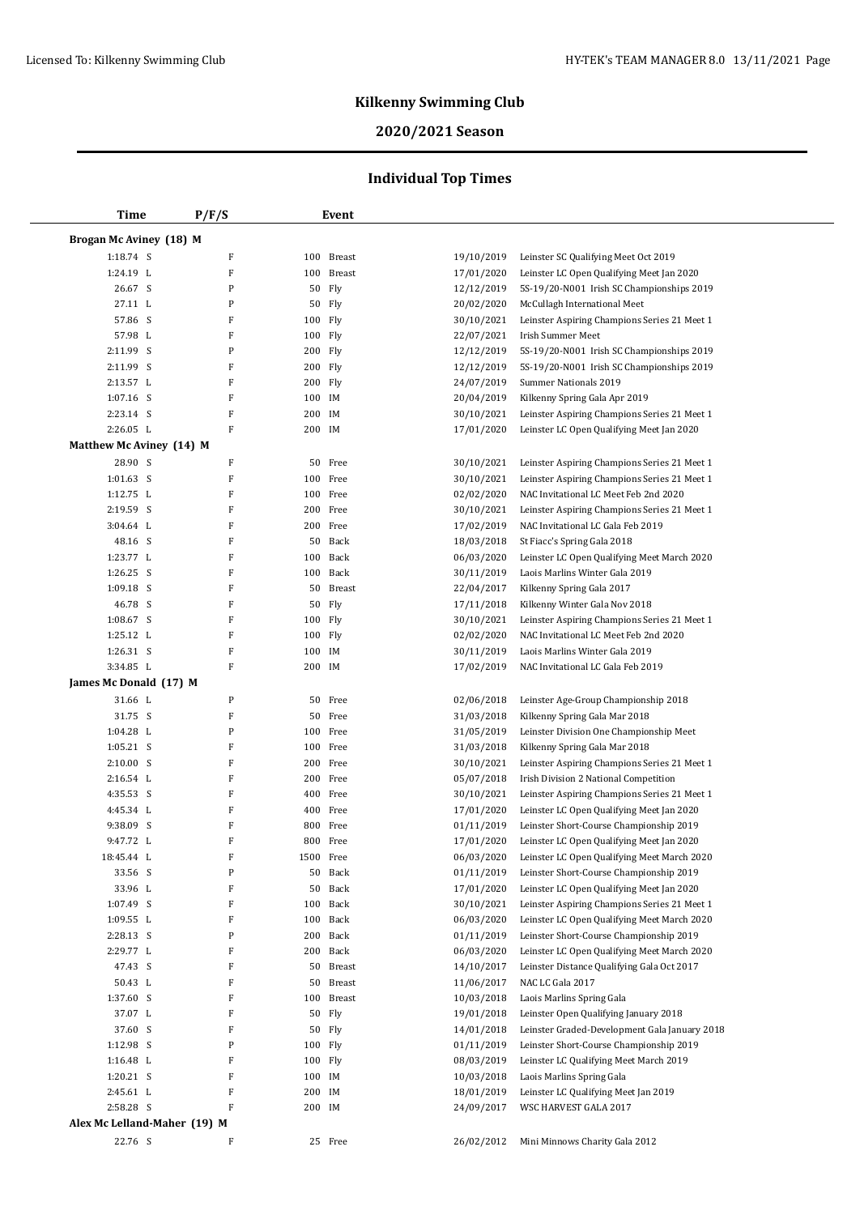## Kilkenny Swimming Club

### 2020/2021 Season

### Individual Top Times

| Time | P/F/S | Event | | Date | Meet |
|---|---|---|---|---|---|
| **Brogan Mc Aviney (18) M** | | | | | |
| 1:18.74 S | F | 100 | Breast | 19/10/2019 | Leinster SC Qualifying Meet Oct 2019 |
| 1:24.19 L | F | 100 | Breast | 17/01/2020 | Leinster LC Open Qualifying Meet Jan 2020 |
| 26.67 S | P | 50 | Fly | 12/12/2019 | 5S-19/20-N001 Irish SC Championships 2019 |
| 27.11 L | P | 50 | Fly | 20/02/2020 | McCullagh International Meet |
| 57.86 S | F | 100 | Fly | 30/10/2021 | Leinster Aspiring Champions Series 21 Meet 1 |
| 57.98 L | F | 100 | Fly | 22/07/2021 | Irish Summer Meet |
| 2:11.99 S | P | 200 | Fly | 12/12/2019 | 5S-19/20-N001 Irish SC Championships 2019 |
| 2:11.99 S | F | 200 | Fly | 12/12/2019 | 5S-19/20-N001 Irish SC Championships 2019 |
| 2:13.57 L | F | 200 | Fly | 24/07/2019 | Summer Nationals 2019 |
| 1:07.16 S | F | 100 | IM | 20/04/2019 | Kilkenny Spring Gala Apr 2019 |
| 2:23.14 S | F | 200 | IM | 30/10/2021 | Leinster Aspiring Champions Series 21 Meet 1 |
| 2:26.05 L | F | 200 | IM | 17/01/2020 | Leinster LC Open Qualifying Meet Jan 2020 |
| **Matthew Mc Aviney (14) M** | | | | | |
| 28.90 S | F | 50 | Free | 30/10/2021 | Leinster Aspiring Champions Series 21 Meet 1 |
| 1:01.63 S | F | 100 | Free | 30/10/2021 | Leinster Aspiring Champions Series 21 Meet 1 |
| 1:12.75 L | F | 100 | Free | 02/02/2020 | NAC Invitational LC Meet Feb 2nd 2020 |
| 2:19.59 S | F | 200 | Free | 30/10/2021 | Leinster Aspiring Champions Series 21 Meet 1 |
| 3:04.64 L | F | 200 | Free | 17/02/2019 | NAC Invitational LC Gala Feb 2019 |
| 48.16 S | F | 50 | Back | 18/03/2018 | St Fiacc's Spring Gala 2018 |
| 1:23.77 L | F | 100 | Back | 06/03/2020 | Leinster LC Open Qualifying Meet March 2020 |
| 1:26.25 S | F | 100 | Back | 30/11/2019 | Laois Marlins Winter Gala 2019 |
| 1:09.18 S | F | 50 | Breast | 22/04/2017 | Kilkenny Spring Gala 2017 |
| 46.78 S | F | 50 | Fly | 17/11/2018 | Kilkenny Winter Gala Nov 2018 |
| 1:08.67 S | F | 100 | Fly | 30/10/2021 | Leinster Aspiring Champions Series 21 Meet 1 |
| 1:25.12 L | F | 100 | Fly | 02/02/2020 | NAC Invitational LC Meet Feb 2nd 2020 |
| 1:26.31 S | F | 100 | IM | 30/11/2019 | Laois Marlins Winter Gala 2019 |
| 3:34.85 L | F | 200 | IM | 17/02/2019 | NAC Invitational LC Gala Feb 2019 |
| **James Mc Donald (17) M** | | | | | |
| 31.66 L | P | 50 | Free | 02/06/2018 | Leinster Age-Group Championship 2018 |
| 31.75 S | F | 50 | Free | 31/03/2018 | Kilkenny Spring Gala Mar 2018 |
| 1:04.28 L | P | 100 | Free | 31/05/2019 | Leinster Division One Championship Meet |
| 1:05.21 S | F | 100 | Free | 31/03/2018 | Kilkenny Spring Gala Mar 2018 |
| 2:10.00 S | F | 200 | Free | 30/10/2021 | Leinster Aspiring Champions Series 21 Meet 1 |
| 2:16.54 L | F | 200 | Free | 05/07/2018 | Irish Division 2 National Competition |
| 4:35.53 S | F | 400 | Free | 30/10/2021 | Leinster Aspiring Champions Series 21 Meet 1 |
| 4:45.34 L | F | 400 | Free | 17/01/2020 | Leinster LC Open Qualifying Meet Jan 2020 |
| 9:38.09 S | F | 800 | Free | 01/11/2019 | Leinster Short-Course Championship 2019 |
| 9:47.72 L | F | 800 | Free | 17/01/2020 | Leinster LC Open Qualifying Meet Jan 2020 |
| 18:45.44 L | F | 1500 | Free | 06/03/2020 | Leinster LC Open Qualifying Meet March 2020 |
| 33.56 S | P | 50 | Back | 01/11/2019 | Leinster Short-Course Championship 2019 |
| 33.96 L | F | 50 | Back | 17/01/2020 | Leinster LC Open Qualifying Meet Jan 2020 |
| 1:07.49 S | F | 100 | Back | 30/10/2021 | Leinster Aspiring Champions Series 21 Meet 1 |
| 1:09.55 L | F | 100 | Back | 06/03/2020 | Leinster LC Open Qualifying Meet March 2020 |
| 2:28.13 S | P | 200 | Back | 01/11/2019 | Leinster Short-Course Championship 2019 |
| 2:29.77 L | F | 200 | Back | 06/03/2020 | Leinster LC Open Qualifying Meet March 2020 |
| 47.43 S | F | 50 | Breast | 14/10/2017 | Leinster Distance Qualifying Gala Oct 2017 |
| 50.43 L | F | 50 | Breast | 11/06/2017 | NAC LC Gala 2017 |
| 1:37.60 S | F | 100 | Breast | 10/03/2018 | Laois Marlins Spring Gala |
| 37.07 L | F | 50 | Fly | 19/01/2018 | Leinster Open Qualifying January 2018 |
| 37.60 S | F | 50 | Fly | 14/01/2018 | Leinster Graded-Development Gala January 2018 |
| 1:12.98 S | P | 100 | Fly | 01/11/2019 | Leinster Short-Course Championship 2019 |
| 1:16.48 L | F | 100 | Fly | 08/03/2019 | Leinster LC Qualifying Meet March 2019 |
| 1:20.21 S | F | 100 | IM | 10/03/2018 | Laois Marlins Spring Gala |
| 2:45.61 L | F | 200 | IM | 18/01/2019 | Leinster LC Qualifying Meet Jan 2019 |
| 2:58.28 S | F | 200 | IM | 24/09/2017 | WSC HARVEST GALA 2017 |
| **Alex Mc Lelland-Maher (19) M** | | | | | |
| 22.76 S | F | 25 | Free | 26/02/2012 | Mini Minnows Charity Gala 2012 |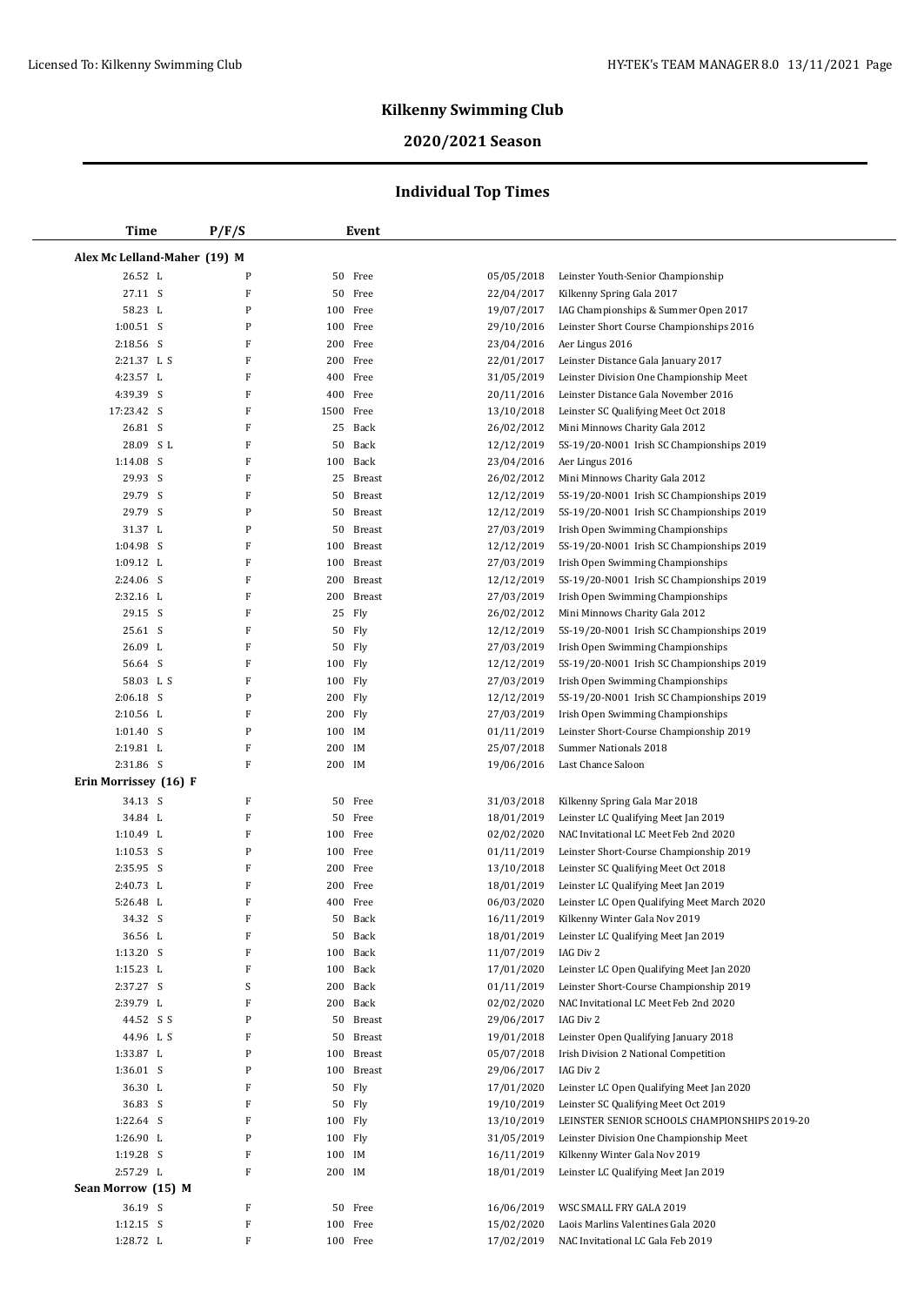# Kilkenny Swimming Club

## 2020/2021 Season

### Individual Top Times

| Time | P/F/S | Event | | | |
|---|---|---|---|---|---|
| **Alex Mc Lelland-Maher (19) M** | | | | | |
| 26.52 L | P | 50 | Free | 05/05/2018 | Leinster Youth-Senior Championship |
| 27.11 S | F | 50 | Free | 22/04/2017 | Kilkenny Spring Gala 2017 |
| 58.23 L | P | 100 | Free | 19/07/2017 | IAG Championships & Summer Open 2017 |
| 1:00.51 S | P | 100 | Free | 29/10/2016 | Leinster Short Course Championships 2016 |
| 2:18.56 S | F | 200 | Free | 23/04/2016 | Aer Lingus 2016 |
| 2:21.37 L S | F | 200 | Free | 22/01/2017 | Leinster Distance Gala January 2017 |
| 4:23.57 L | F | 400 | Free | 31/05/2019 | Leinster Division One Championship Meet |
| 4:39.39 S | F | 400 | Free | 20/11/2016 | Leinster Distance Gala November 2016 |
| 17:23.42 S | F | 1500 | Free | 13/10/2018 | Leinster SC Qualifying Meet Oct 2018 |
| 26.81 S | F | 25 | Back | 26/02/2012 | Mini Minnows Charity Gala 2012 |
| 28.09 S L | F | 50 | Back | 12/12/2019 | 5S-19/20-N001 Irish SC Championships 2019 |
| 1:14.08 S | F | 100 | Back | 23/04/2016 | Aer Lingus 2016 |
| 29.93 S | F | 25 | Breast | 26/02/2012 | Mini Minnows Charity Gala 2012 |
| 29.79 S | F | 50 | Breast | 12/12/2019 | 5S-19/20-N001 Irish SC Championships 2019 |
| 29.79 S | P | 50 | Breast | 12/12/2019 | 5S-19/20-N001 Irish SC Championships 2019 |
| 31.37 L | P | 50 | Breast | 27/03/2019 | Irish Open Swimming Championships |
| 1:04.98 S | F | 100 | Breast | 12/12/2019 | 5S-19/20-N001 Irish SC Championships 2019 |
| 1:09.12 L | F | 100 | Breast | 27/03/2019 | Irish Open Swimming Championships |
| 2:24.06 S | F | 200 | Breast | 12/12/2019 | 5S-19/20-N001 Irish SC Championships 2019 |
| 2:32.16 L | F | 200 | Breast | 27/03/2019 | Irish Open Swimming Championships |
| 29.15 S | F | 25 | Fly | 26/02/2012 | Mini Minnows Charity Gala 2012 |
| 25.61 S | F | 50 | Fly | 12/12/2019 | 5S-19/20-N001 Irish SC Championships 2019 |
| 26.09 L | F | 50 | Fly | 27/03/2019 | Irish Open Swimming Championships |
| 56.64 S | F | 100 | Fly | 12/12/2019 | 5S-19/20-N001 Irish SC Championships 2019 |
| 58.03 L S | F | 100 | Fly | 27/03/2019 | Irish Open Swimming Championships |
| 2:06.18 S | P | 200 | Fly | 12/12/2019 | 5S-19/20-N001 Irish SC Championships 2019 |
| 2:10.56 L | F | 200 | Fly | 27/03/2019 | Irish Open Swimming Championships |
| 1:01.40 S | P | 100 | IM | 01/11/2019 | Leinster Short-Course Championship 2019 |
| 2:19.81 L | F | 200 | IM | 25/07/2018 | Summer Nationals 2018 |
| 2:31.86 S | F | 200 | IM | 19/06/2016 | Last Chance Saloon |
| **Erin Morrissey (16) F** | | | | | |
| 34.13 S | F | 50 | Free | 31/03/2018 | Kilkenny Spring Gala Mar 2018 |
| 34.84 L | F | 50 | Free | 18/01/2019 | Leinster LC Qualifying Meet Jan 2019 |
| 1:10.49 L | F | 100 | Free | 02/02/2020 | NAC Invitational LC Meet Feb 2nd 2020 |
| 1:10.53 S | P | 100 | Free | 01/11/2019 | Leinster Short-Course Championship 2019 |
| 2:35.95 S | F | 200 | Free | 13/10/2018 | Leinster SC Qualifying Meet Oct 2018 |
| 2:40.73 L | F | 200 | Free | 18/01/2019 | Leinster LC Qualifying Meet Jan 2019 |
| 5:26.48 L | F | 400 | Free | 06/03/2020 | Leinster LC Open Qualifying Meet March 2020 |
| 34.32 S | F | 50 | Back | 16/11/2019 | Kilkenny Winter Gala Nov 2019 |
| 36.56 L | F | 50 | Back | 18/01/2019 | Leinster LC Qualifying Meet Jan 2019 |
| 1:13.20 S | F | 100 | Back | 11/07/2019 | IAG Div 2 |
| 1:15.23 L | F | 100 | Back | 17/01/2020 | Leinster LC Open Qualifying Meet Jan 2020 |
| 2:37.27 S | S | 200 | Back | 01/11/2019 | Leinster Short-Course Championship 2019 |
| 2:39.79 L | F | 200 | Back | 02/02/2020 | NAC Invitational LC Meet Feb 2nd 2020 |
| 44.52 S S | P | 50 | Breast | 29/06/2017 | IAG Div 2 |
| 44.96 L S | F | 50 | Breast | 19/01/2018 | Leinster Open Qualifying January 2018 |
| 1:33.87 L | P | 100 | Breast | 05/07/2018 | Irish Division 2 National Competition |
| 1:36.01 S | P | 100 | Breast | 29/06/2017 | IAG Div 2 |
| 36.30 L | F | 50 | Fly | 17/01/2020 | Leinster LC Open Qualifying Meet Jan 2020 |
| 36.83 S | F | 50 | Fly | 19/10/2019 | Leinster SC Qualifying Meet Oct 2019 |
| 1:22.64 S | F | 100 | Fly | 13/10/2019 | LEINSTER SENIOR SCHOOLS CHAMPIONSHIPS 2019-20 |
| 1:26.90 L | P | 100 | Fly | 31/05/2019 | Leinster Division One Championship Meet |
| 1:19.28 S | F | 100 | IM | 16/11/2019 | Kilkenny Winter Gala Nov 2019 |
| 2:57.29 L | F | 200 | IM | 18/01/2019 | Leinster LC Qualifying Meet Jan 2019 |
| **Sean Morrow (15) M** | | | | | |
| 36.19 S | F | 50 | Free | 16/06/2019 | WSC SMALL FRY GALA 2019 |
| 1:12.15 S | F | 100 | Free | 15/02/2020 | Laois Marlins Valentines Gala 2020 |
| 1:28.72 L | F | 100 | Free | 17/02/2019 | NAC Invitational LC Gala Feb 2019 |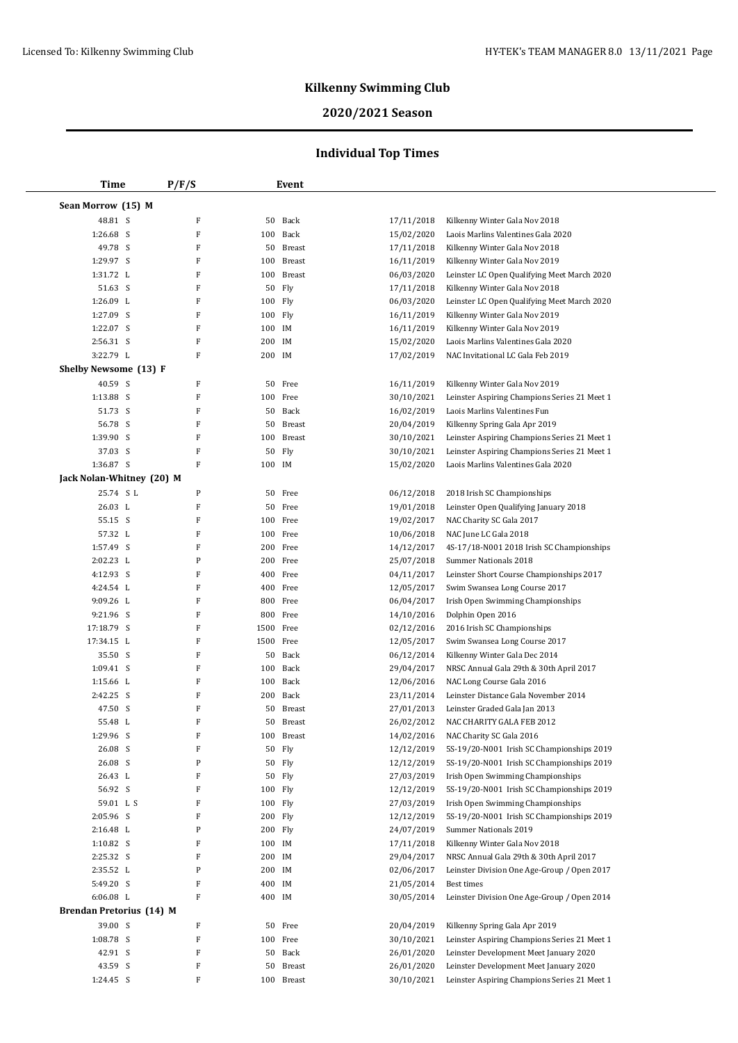## Kilkenny Swimming Club

### 2020/2021 Season

### Individual Top Times

| Time | P/F/S | Event | | Date | Meet |
|---|---|---|---|---|---|
| **Sean Morrow (15) M** | | | | | |
| 48.81 S | F | 50 | Back | 17/11/2018 | Kilkenny Winter Gala Nov 2018 |
| 1:26.68 S | F | 100 | Back | 15/02/2020 | Laois Marlins Valentines Gala 2020 |
| 49.78 S | F | 50 | Breast | 17/11/2018 | Kilkenny Winter Gala Nov 2018 |
| 1:29.97 S | F | 100 | Breast | 16/11/2019 | Kilkenny Winter Gala Nov 2019 |
| 1:31.72 L | F | 100 | Breast | 06/03/2020 | Leinster LC Open Qualifying Meet March 2020 |
| 51.63 S | F | 50 | Fly | 17/11/2018 | Kilkenny Winter Gala Nov 2018 |
| 1:26.09 L | F | 100 | Fly | 06/03/2020 | Leinster LC Open Qualifying Meet March 2020 |
| 1:27.09 S | F | 100 | Fly | 16/11/2019 | Kilkenny Winter Gala Nov 2019 |
| 1:22.07 S | F | 100 | IM | 16/11/2019 | Kilkenny Winter Gala Nov 2019 |
| 2:56.31 S | F | 200 | IM | 15/02/2020 | Laois Marlins Valentines Gala 2020 |
| 3:22.79 L | F | 200 | IM | 17/02/2019 | NAC Invitational LC Gala Feb 2019 |
| **Shelby Newsome (13) F** | | | | | |
| 40.59 S | F | 50 | Free | 16/11/2019 | Kilkenny Winter Gala Nov 2019 |
| 1:13.88 S | F | 100 | Free | 30/10/2021 | Leinster Aspiring Champions Series 21 Meet 1 |
| 51.73 S | F | 50 | Back | 16/02/2019 | Laois Marlins Valentines Fun |
| 56.78 S | F | 50 | Breast | 20/04/2019 | Kilkenny Spring Gala Apr 2019 |
| 1:39.90 S | F | 100 | Breast | 30/10/2021 | Leinster Aspiring Champions Series 21 Meet 1 |
| 37.03 S | F | 50 | Fly | 30/10/2021 | Leinster Aspiring Champions Series 21 Meet 1 |
| 1:36.87 S | F | 100 | IM | 15/02/2020 | Laois Marlins Valentines Gala 2020 |
| **Jack Nolan-Whitney (20) M** | | | | | |
| 25.74 S L | P | 50 | Free | 06/12/2018 | 2018 Irish SC Championships |
| 26.03 L | F | 50 | Free | 19/01/2018 | Leinster Open Qualifying January 2018 |
| 55.15 S | F | 100 | Free | 19/02/2017 | NAC Charity SC Gala 2017 |
| 57.32 L | F | 100 | Free | 10/06/2018 | NAC June LC Gala 2018 |
| 1:57.49 S | F | 200 | Free | 14/12/2017 | 4S-17/18-N001 2018 Irish SC Championships |
| 2:02.23 L | P | 200 | Free | 25/07/2018 | Summer Nationals 2018 |
| 4:12.93 S | F | 400 | Free | 04/11/2017 | Leinster Short Course Championships 2017 |
| 4:24.54 L | F | 400 | Free | 12/05/2017 | Swim Swansea Long Course 2017 |
| 9:09.26 L | F | 800 | Free | 06/04/2017 | Irish Open Swimming Championships |
| 9:21.96 S | F | 800 | Free | 14/10/2016 | Dolphin Open 2016 |
| 17:18.79 S | F | 1500 | Free | 02/12/2016 | 2016 Irish SC Championships |
| 17:34.15 L | F | 1500 | Free | 12/05/2017 | Swim Swansea Long Course 2017 |
| 35.50 S | F | 50 | Back | 06/12/2014 | Kilkenny Winter Gala Dec 2014 |
| 1:09.41 S | F | 100 | Back | 29/04/2017 | NRSC Annual Gala 29th & 30th April 2017 |
| 1:15.66 L | F | 100 | Back | 12/06/2016 | NAC Long Course Gala 2016 |
| 2:42.25 S | F | 200 | Back | 23/11/2014 | Leinster Distance Gala November 2014 |
| 47.50 S | F | 50 | Breast | 27/01/2013 | Leinster Graded Gala Jan 2013 |
| 55.48 L | F | 50 | Breast | 26/02/2012 | NAC CHARITY GALA FEB 2012 |
| 1:29.96 S | F | 100 | Breast | 14/02/2016 | NAC Charity SC Gala 2016 |
| 26.08 S | F | 50 | Fly | 12/12/2019 | 5S-19/20-N001 Irish SC Championships 2019 |
| 26.08 S | P | 50 | Fly | 12/12/2019 | 5S-19/20-N001 Irish SC Championships 2019 |
| 26.43 L | F | 50 | Fly | 27/03/2019 | Irish Open Swimming Championships |
| 56.92 S | F | 100 | Fly | 12/12/2019 | 5S-19/20-N001 Irish SC Championships 2019 |
| 59.01 L S | F | 100 | Fly | 27/03/2019 | Irish Open Swimming Championships |
| 2:05.96 S | F | 200 | Fly | 12/12/2019 | 5S-19/20-N001 Irish SC Championships 2019 |
| 2:16.48 L | P | 200 | Fly | 24/07/2019 | Summer Nationals 2019 |
| 1:10.82 S | F | 100 | IM | 17/11/2018 | Kilkenny Winter Gala Nov 2018 |
| 2:25.32 S | F | 200 | IM | 29/04/2017 | NRSC Annual Gala 29th & 30th April 2017 |
| 2:35.52 L | P | 200 | IM | 02/06/2017 | Leinster Division One Age-Group / Open 2017 |
| 5:49.20 S | F | 400 | IM | 21/05/2014 | Best times |
| 6:06.08 L | F | 400 | IM | 30/05/2014 | Leinster Division One Age-Group / Open 2014 |
| **Brendan Pretorius (14) M** | | | | | |
| 39.00 S | F | 50 | Free | 20/04/2019 | Kilkenny Spring Gala Apr 2019 |
| 1:08.78 S | F | 100 | Free | 30/10/2021 | Leinster Aspiring Champions Series 21 Meet 1 |
| 42.91 S | F | 50 | Back | 26/01/2020 | Leinster Development Meet January 2020 |
| 43.59 S | F | 50 | Breast | 26/01/2020 | Leinster Development Meet January 2020 |
| 1:24.45 S | F | 100 | Breast | 30/10/2021 | Leinster Aspiring Champions Series 21 Meet 1 |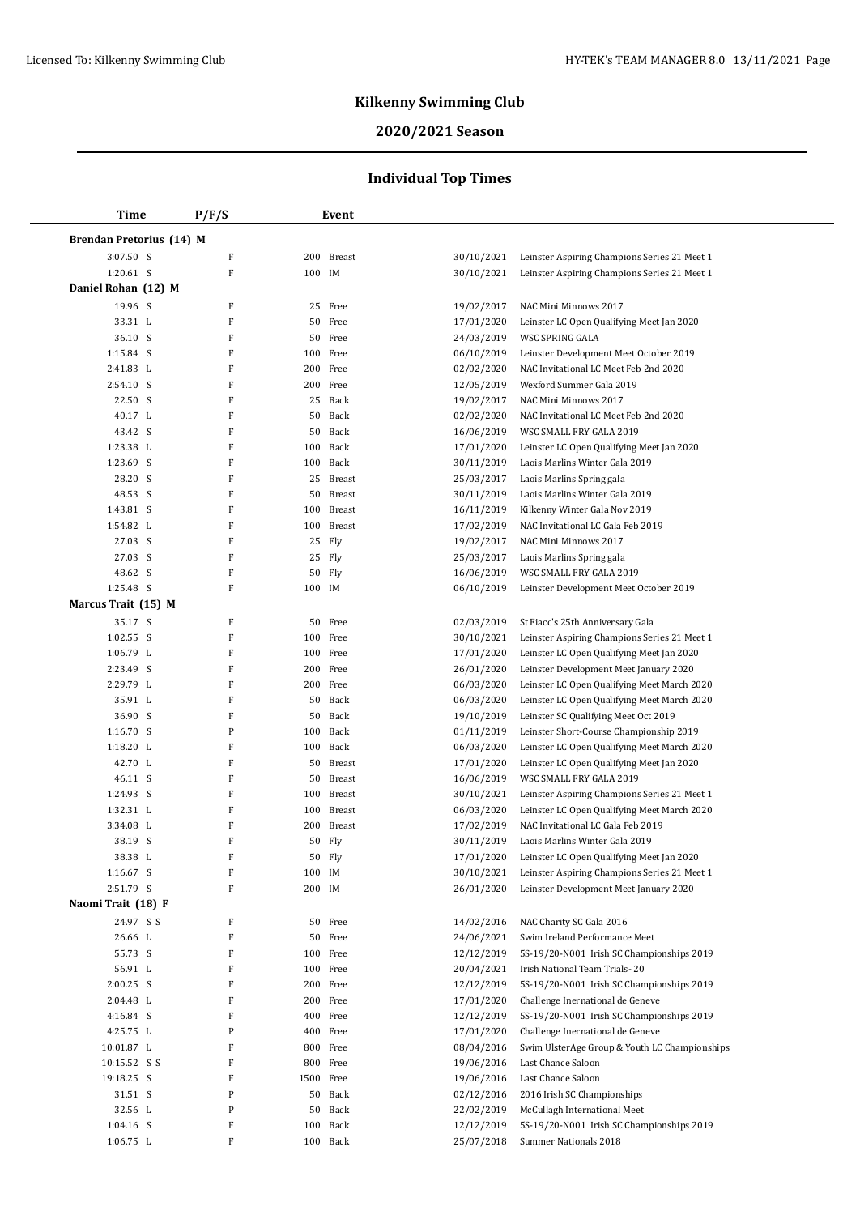# Kilkenny Swimming Club

## 2020/2021 Season

### Individual Top Times

| Time | P/F/S | Event | | Date | Meet |
|---|---|---|---|---|---|
| **Brendan Pretorius (14) M** | | | | | |
| 3:07.50 S | F | 200 | Breast | 30/10/2021 | Leinster Aspiring Champions Series 21 Meet 1 |
| 1:20.61 S | F | 100 | IM | 30/10/2021 | Leinster Aspiring Champions Series 21 Meet 1 |
| **Daniel Rohan (12) M** | | | | | |
| 19.96 S | F | 25 | Free | 19/02/2017 | NAC Mini Minnows 2017 |
| 33.31 L | F | 50 | Free | 17/01/2020 | Leinster LC Open Qualifying Meet Jan 2020 |
| 36.10 S | F | 50 | Free | 24/03/2019 | WSC SPRING GALA |
| 1:15.84 S | F | 100 | Free | 06/10/2019 | Leinster Development Meet October 2019 |
| 2:41.83 L | F | 200 | Free | 02/02/2020 | NAC Invitational LC Meet Feb 2nd 2020 |
| 2:54.10 S | F | 200 | Free | 12/05/2019 | Wexford Summer Gala 2019 |
| 22.50 S | F | 25 | Back | 19/02/2017 | NAC Mini Minnows 2017 |
| 40.17 L | F | 50 | Back | 02/02/2020 | NAC Invitational LC Meet Feb 2nd 2020 |
| 43.42 S | F | 50 | Back | 16/06/2019 | WSC SMALL FRY GALA 2019 |
| 1:23.38 L | F | 100 | Back | 17/01/2020 | Leinster LC Open Qualifying Meet Jan 2020 |
| 1:23.69 S | F | 100 | Back | 30/11/2019 | Laois Marlins Winter Gala 2019 |
| 28.20 S | F | 25 | Breast | 25/03/2017 | Laois Marlins Spring gala |
| 48.53 S | F | 50 | Breast | 30/11/2019 | Laois Marlins Winter Gala 2019 |
| 1:43.81 S | F | 100 | Breast | 16/11/2019 | Kilkenny Winter Gala Nov 2019 |
| 1:54.82 L | F | 100 | Breast | 17/02/2019 | NAC Invitational LC Gala Feb 2019 |
| 27.03 S | F | 25 | Fly | 19/02/2017 | NAC Mini Minnows 2017 |
| 27.03 S | F | 25 | Fly | 25/03/2017 | Laois Marlins Spring gala |
| 48.62 S | F | 50 | Fly | 16/06/2019 | WSC SMALL FRY GALA 2019 |
| 1:25.48 S | F | 100 | IM | 06/10/2019 | Leinster Development Meet October 2019 |
| **Marcus Trait (15) M** | | | | | |
| 35.17 S | F | 50 | Free | 02/03/2019 | St Fiacc's 25th Anniversary Gala |
| 1:02.55 S | F | 100 | Free | 30/10/2021 | Leinster Aspiring Champions Series 21 Meet 1 |
| 1:06.79 L | F | 100 | Free | 17/01/2020 | Leinster LC Open Qualifying Meet Jan 2020 |
| 2:23.49 S | F | 200 | Free | 26/01/2020 | Leinster Development Meet January 2020 |
| 2:29.79 L | F | 200 | Free | 06/03/2020 | Leinster LC Open Qualifying Meet March 2020 |
| 35.91 L | F | 50 | Back | 06/03/2020 | Leinster LC Open Qualifying Meet March 2020 |
| 36.90 S | F | 50 | Back | 19/10/2019 | Leinster SC Qualifying Meet Oct 2019 |
| 1:16.70 S | P | 100 | Back | 01/11/2019 | Leinster Short-Course Championship 2019 |
| 1:18.20 L | F | 100 | Back | 06/03/2020 | Leinster LC Open Qualifying Meet March 2020 |
| 42.70 L | F | 50 | Breast | 17/01/2020 | Leinster LC Open Qualifying Meet Jan 2020 |
| 46.11 S | F | 50 | Breast | 16/06/2019 | WSC SMALL FRY GALA 2019 |
| 1:24.93 S | F | 100 | Breast | 30/10/2021 | Leinster Aspiring Champions Series 21 Meet 1 |
| 1:32.31 L | F | 100 | Breast | 06/03/2020 | Leinster LC Open Qualifying Meet March 2020 |
| 3:34.08 L | F | 200 | Breast | 17/02/2019 | NAC Invitational LC Gala Feb 2019 |
| 38.19 S | F | 50 | Fly | 30/11/2019 | Laois Marlins Winter Gala 2019 |
| 38.38 L | F | 50 | Fly | 17/01/2020 | Leinster LC Open Qualifying Meet Jan 2020 |
| 1:16.67 S | F | 100 | IM | 30/10/2021 | Leinster Aspiring Champions Series 21 Meet 1 |
| 2:51.79 S | F | 200 | IM | 26/01/2020 | Leinster Development Meet January 2020 |
| **Naomi Trait (18) F** | | | | | |
| 24.97 S S | F | 50 | Free | 14/02/2016 | NAC Charity SC Gala 2016 |
| 26.66 L | F | 50 | Free | 24/06/2021 | Swim Ireland Performance Meet |
| 55.73 S | F | 100 | Free | 12/12/2019 | 5S-19/20-N001 Irish SC Championships 2019 |
| 56.91 L | F | 100 | Free | 20/04/2021 | Irish National Team Trials- 20 |
| 2:00.25 S | F | 200 | Free | 12/12/2019 | 5S-19/20-N001 Irish SC Championships 2019 |
| 2:04.48 L | F | 200 | Free | 17/01/2020 | Challenge Inernational de Geneve |
| 4:16.84 S | F | 400 | Free | 12/12/2019 | 5S-19/20-N001 Irish SC Championships 2019 |
| 4:25.75 L | P | 400 | Free | 17/01/2020 | Challenge Inernational de Geneve |
| 10:01.87 L | F | 800 | Free | 08/04/2016 | Swim UlsterAge Group & Youth LC Championships |
| 10:15.52 S S | F | 800 | Free | 19/06/2016 | Last Chance Saloon |
| 19:18.25 S | F | 1500 | Free | 19/06/2016 | Last Chance Saloon |
| 31.51 S | P | 50 | Back | 02/12/2016 | 2016 Irish SC Championships |
| 32.56 L | P | 50 | Back | 22/02/2019 | McCullagh International Meet |
| 1:04.16 S | F | 100 | Back | 12/12/2019 | 5S-19/20-N001 Irish SC Championships 2019 |
| 1:06.75 L | F | 100 | Back | 25/07/2018 | Summer Nationals 2018 |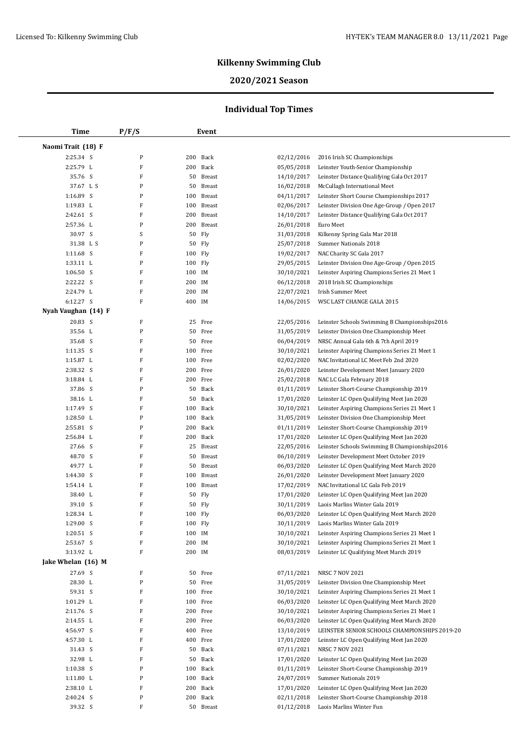# Kilkenny Swimming Club

## 2020/2021 Season

### Individual Top Times

| Time | P/F/S | Event | | |
|---|---|---|---|---|
| **Naomi Trait (18) F** | | | | |
| 2:25.34 S | P | 200 Back | 02/12/2016 | 2016 Irish SC Championships |
| 2:25.79 L | F | 200 Back | 05/05/2018 | Leinster Youth-Senior Championship |
| 35.76 S | F | 50 Breast | 14/10/2017 | Leinster Distance Qualifying Gala Oct 2017 |
| 37.67 L S | P | 50 Breast | 16/02/2018 | McCullagh International Meet |
| 1:16.89 S | P | 100 Breast | 04/11/2017 | Leinster Short Course Championships 2017 |
| 1:19.83 L | F | 100 Breast | 02/06/2017 | Leinster Division One Age-Group / Open 2017 |
| 2:42.61 S | F | 200 Breast | 14/10/2017 | Leinster Distance Qualifying Gala Oct 2017 |
| 2:57.36 L | P | 200 Breast | 26/01/2018 | Euro Meet |
| 30.97 S | S | 50 Fly | 31/03/2018 | Kilkenny Spring Gala Mar 2018 |
| 31.38 L S | P | 50 Fly | 25/07/2018 | Summer Nationals 2018 |
| 1:11.68 S | F | 100 Fly | 19/02/2017 | NAC Charity SC Gala 2017 |
| 1:33.11 L | P | 100 Fly | 29/05/2015 | Leinster Division One Age-Group / Open 2015 |
| 1:06.50 S | F | 100 IM | 30/10/2021 | Leinster Aspiring Champions Series 21 Meet 1 |
| 2:22.22 S | F | 200 IM | 06/12/2018 | 2018 Irish SC Championships |
| 2:24.79 L | F | 200 IM | 22/07/2021 | Irish Summer Meet |
| 6:12.27 S | F | 400 IM | 14/06/2015 | WSC LAST CHANGE GALA 2015 |
| **Nyah Vaughan (14) F** | | | | |
| 20.83 S | F | 25 Free | 22/05/2016 | Leinster Schools Swimming B Championships2016 |
| 35.56 L | P | 50 Free | 31/05/2019 | Leinster Division One Championship Meet |
| 35.68 S | F | 50 Free | 06/04/2019 | NRSC Annual Gala 6th & 7th April 2019 |
| 1:11.35 S | F | 100 Free | 30/10/2021 | Leinster Aspiring Champions Series 21 Meet 1 |
| 1:15.87 L | F | 100 Free | 02/02/2020 | NAC Invitational LC Meet Feb 2nd 2020 |
| 2:38.32 S | F | 200 Free | 26/01/2020 | Leinster Development Meet January 2020 |
| 3:18.84 L | F | 200 Free | 25/02/2018 | NAC LC Gala February 2018 |
| 37.86 S | P | 50 Back | 01/11/2019 | Leinster Short-Course Championship 2019 |
| 38.16 L | F | 50 Back | 17/01/2020 | Leinster LC Open Qualifying Meet Jan 2020 |
| 1:17.49 S | F | 100 Back | 30/10/2021 | Leinster Aspiring Champions Series 21 Meet 1 |
| 1:28.50 L | P | 100 Back | 31/05/2019 | Leinster Division One Championship Meet |
| 2:55.81 S | P | 200 Back | 01/11/2019 | Leinster Short-Course Championship 2019 |
| 2:56.84 L | F | 200 Back | 17/01/2020 | Leinster LC Open Qualifying Meet Jan 2020 |
| 27.66 S | F | 25 Breast | 22/05/2016 | Leinster Schools Swimming B Championships2016 |
| 48.70 S | F | 50 Breast | 06/10/2019 | Leinster Development Meet October 2019 |
| 49.77 L | F | 50 Breast | 06/03/2020 | Leinster LC Open Qualifying Meet March 2020 |
| 1:44.30 S | F | 100 Breast | 26/01/2020 | Leinster Development Meet January 2020 |
| 1:54.14 L | F | 100 Breast | 17/02/2019 | NAC Invitational LC Gala Feb 2019 |
| 38.40 L | F | 50 Fly | 17/01/2020 | Leinster LC Open Qualifying Meet Jan 2020 |
| 39.10 S | F | 50 Fly | 30/11/2019 | Laois Marlins Winter Gala 2019 |
| 1:28.34 L | F | 100 Fly | 06/03/2020 | Leinster LC Open Qualifying Meet March 2020 |
| 1:29.00 S | F | 100 Fly | 30/11/2019 | Laois Marlins Winter Gala 2019 |
| 1:20.51 S | F | 100 IM | 30/10/2021 | Leinster Aspiring Champions Series 21 Meet 1 |
| 2:53.67 S | F | 200 IM | 30/10/2021 | Leinster Aspiring Champions Series 21 Meet 1 |
| 3:13.92 L | F | 200 IM | 08/03/2019 | Leinster LC Qualifying Meet March 2019 |
| **Jake Whelan (16) M** | | | | |
| 27.69 S | F | 50 Free | 07/11/2021 | NRSC 7 NOV 2021 |
| 28.30 L | P | 50 Free | 31/05/2019 | Leinster Division One Championship Meet |
| 59.31 S | F | 100 Free | 30/10/2021 | Leinster Aspiring Champions Series 21 Meet 1 |
| 1:01.29 L | F | 100 Free | 06/03/2020 | Leinster LC Open Qualifying Meet March 2020 |
| 2:11.76 S | F | 200 Free | 30/10/2021 | Leinster Aspiring Champions Series 21 Meet 1 |
| 2:14.55 L | F | 200 Free | 06/03/2020 | Leinster LC Open Qualifying Meet March 2020 |
| 4:56.97 S | F | 400 Free | 13/10/2019 | LEINSTER SENIOR SCHOOLS CHAMPIONSHIPS 2019-20 |
| 4:57.30 L | F | 400 Free | 17/01/2020 | Leinster LC Open Qualifying Meet Jan 2020 |
| 31.43 S | F | 50 Back | 07/11/2021 | NRSC 7 NOV 2021 |
| 32.98 L | F | 50 Back | 17/01/2020 | Leinster LC Open Qualifying Meet Jan 2020 |
| 1:10.38 S | P | 100 Back | 01/11/2019 | Leinster Short-Course Championship 2019 |
| 1:11.80 L | P | 100 Back | 24/07/2019 | Summer Nationals 2019 |
| 2:38.10 L | F | 200 Back | 17/01/2020 | Leinster LC Open Qualifying Meet Jan 2020 |
| 2:40.24 S | P | 200 Back | 02/11/2018 | Leinster Short-Course Championship 2018 |
| 39.32 S | F | 50 Breast | 01/12/2018 | Laois Marlins Winter Fun |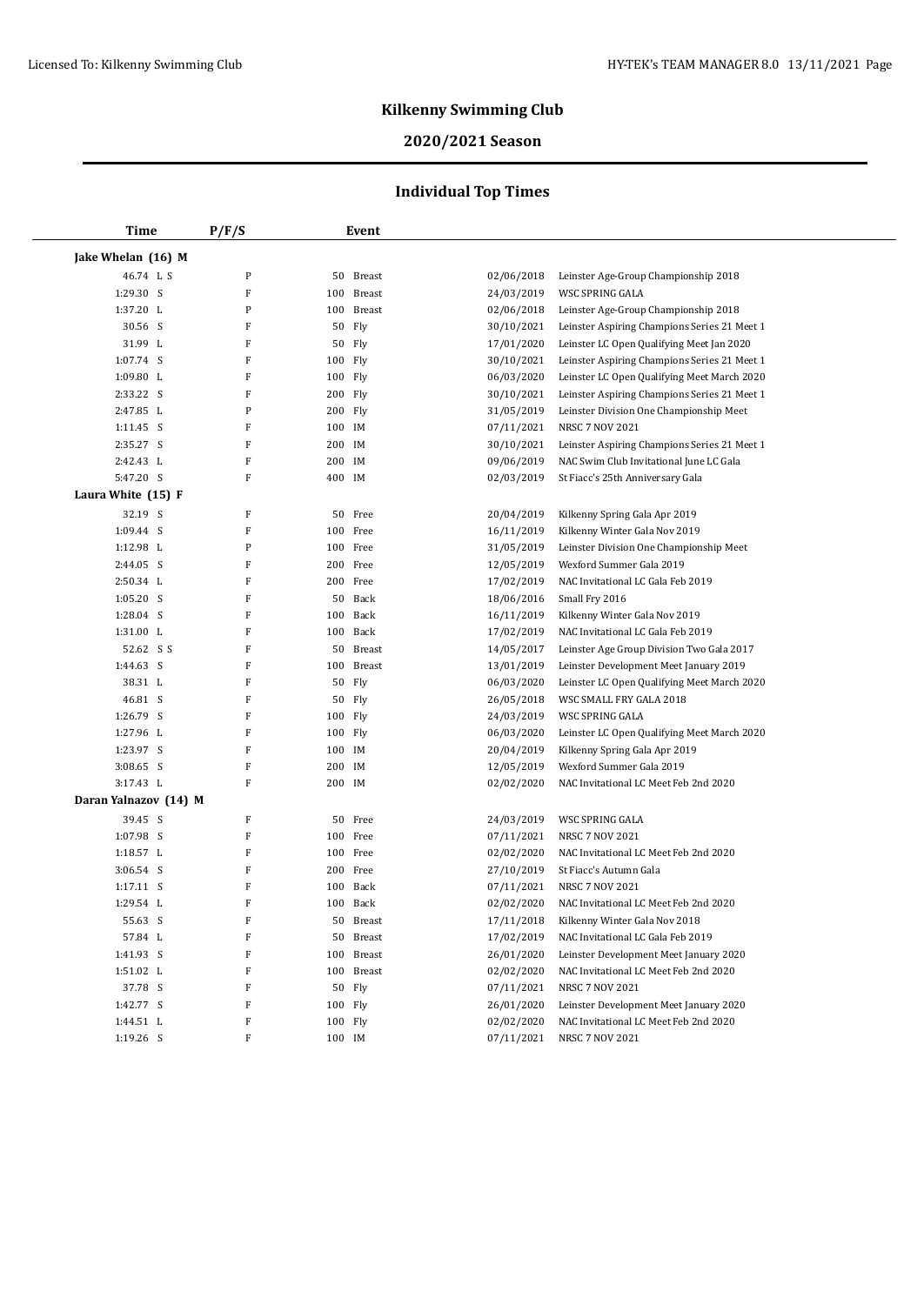## Kilkenny Swimming Club

### 2020/2021 Season

### Individual Top Times

| Time | P/F/S | Event | | |
|---|---|---|---|---|
| **Jake Whelan (16) M** | | | | |
| 46.74 L S | P | 50 Breast | 02/06/2018 | Leinster Age-Group Championship 2018 |
| 1:29.30 S | F | 100 Breast | 24/03/2019 | WSC SPRING GALA |
| 1:37.20 L | P | 100 Breast | 02/06/2018 | Leinster Age-Group Championship 2018 |
| 30.56 S | F | 50 Fly | 30/10/2021 | Leinster Aspiring Champions Series 21 Meet 1 |
| 31.99 L | F | 50 Fly | 17/01/2020 | Leinster LC Open Qualifying Meet Jan 2020 |
| 1:07.74 S | F | 100 Fly | 30/10/2021 | Leinster Aspiring Champions Series 21 Meet 1 |
| 1:09.80 L | F | 100 Fly | 06/03/2020 | Leinster LC Open Qualifying Meet March 2020 |
| 2:33.22 S | F | 200 Fly | 30/10/2021 | Leinster Aspiring Champions Series 21 Meet 1 |
| 2:47.85 L | P | 200 Fly | 31/05/2019 | Leinster Division One Championship Meet |
| 1:11.45 S | F | 100 IM | 07/11/2021 | NRSC 7 NOV 2021 |
| 2:35.27 S | F | 200 IM | 30/10/2021 | Leinster Aspiring Champions Series 21 Meet 1 |
| 2:42.43 L | F | 200 IM | 09/06/2019 | NAC Swim Club Invitational June LC Gala |
| 5:47.20 S | F | 400 IM | 02/03/2019 | St Fiacc's 25th Anniversary Gala |
| **Laura White (15) F** | | | | |
| 32.19 S | F | 50 Free | 20/04/2019 | Kilkenny Spring Gala Apr 2019 |
| 1:09.44 S | F | 100 Free | 16/11/2019 | Kilkenny Winter Gala Nov 2019 |
| 1:12.98 L | P | 100 Free | 31/05/2019 | Leinster Division One Championship Meet |
| 2:44.05 S | F | 200 Free | 12/05/2019 | Wexford Summer Gala 2019 |
| 2:50.34 L | F | 200 Free | 17/02/2019 | NAC Invitational LC Gala Feb 2019 |
| 1:05.20 S | F | 50 Back | 18/06/2016 | Small Fry 2016 |
| 1:28.04 S | F | 100 Back | 16/11/2019 | Kilkenny Winter Gala Nov 2019 |
| 1:31.00 L | F | 100 Back | 17/02/2019 | NAC Invitational LC Gala Feb 2019 |
| 52.62 S S | F | 50 Breast | 14/05/2017 | Leinster Age Group Division Two Gala 2017 |
| 1:44.63 S | F | 100 Breast | 13/01/2019 | Leinster Development Meet January 2019 |
| 38.31 L | F | 50 Fly | 06/03/2020 | Leinster LC Open Qualifying Meet March 2020 |
| 46.81 S | F | 50 Fly | 26/05/2018 | WSC SMALL FRY GALA 2018 |
| 1:26.79 S | F | 100 Fly | 24/03/2019 | WSC SPRING GALA |
| 1:27.96 L | F | 100 Fly | 06/03/2020 | Leinster LC Open Qualifying Meet March 2020 |
| 1:23.97 S | F | 100 IM | 20/04/2019 | Kilkenny Spring Gala Apr 2019 |
| 3:08.65 S | F | 200 IM | 12/05/2019 | Wexford Summer Gala 2019 |
| 3:17.43 L | F | 200 IM | 02/02/2020 | NAC Invitational LC Meet Feb 2nd 2020 |
| **Daran Yalnazov (14) M** | | | | |
| 39.45 S | F | 50 Free | 24/03/2019 | WSC SPRING GALA |
| 1:07.98 S | F | 100 Free | 07/11/2021 | NRSC 7 NOV 2021 |
| 1:18.57 L | F | 100 Free | 02/02/2020 | NAC Invitational LC Meet Feb 2nd 2020 |
| 3:06.54 S | F | 200 Free | 27/10/2019 | St Fiacc's Autumn Gala |
| 1:17.11 S | F | 100 Back | 07/11/2021 | NRSC 7 NOV 2021 |
| 1:29.54 L | F | 100 Back | 02/02/2020 | NAC Invitational LC Meet Feb 2nd 2020 |
| 55.63 S | F | 50 Breast | 17/11/2018 | Kilkenny Winter Gala Nov 2018 |
| 57.84 L | F | 50 Breast | 17/02/2019 | NAC Invitational LC Gala Feb 2019 |
| 1:41.93 S | F | 100 Breast | 26/01/2020 | Leinster Development Meet January 2020 |
| 1:51.02 L | F | 100 Breast | 02/02/2020 | NAC Invitational LC Meet Feb 2nd 2020 |
| 37.78 S | F | 50 Fly | 07/11/2021 | NRSC 7 NOV 2021 |
| 1:42.77 S | F | 100 Fly | 26/01/2020 | Leinster Development Meet January 2020 |
| 1:44.51 L | F | 100 Fly | 02/02/2020 | NAC Invitational LC Meet Feb 2nd 2020 |
| 1:19.26 S | F | 100 IM | 07/11/2021 | NRSC 7 NOV 2021 |